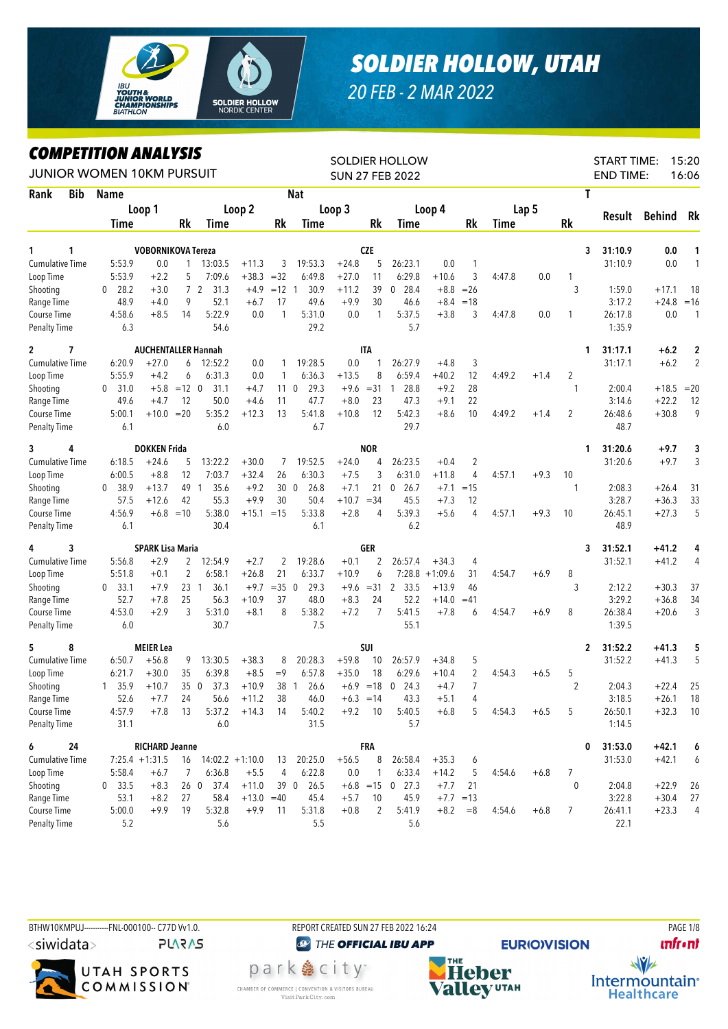# SOLDIER HOLLOW, UTAH

*20 FEB - 2 MAR 2022*

## COMPETITION ANALYSIS

JUNIOR WOMEN 10KM PURSUIT

SOLDIER HOLLOW
SUN 27 FEB 2022

START TIME: 15:20
END TIME: 16:06

| Rank | Bib | Name | Loop 1 Time | | Rk | Loop 2 Time | | Rk | Loop 3 Time | | Rk | Loop 4 Time | | Rk | Lap 5 Time | | Rk | T | Result | Behind | Rk |
|---|---|---|---|---|---|---|---|---|---|---|---|---|---|---|---|---|---|---|---|---|---|
| 1 | 1 | VOBORNIKOVA Tereza | | | | | | | CZE | | | | | | | | | 3 | 31:10.9 | 0.0 | 1 |
| | | Cumulative Time | 5:53.9 | 0.0 | 1 | 13:03.5 | +11.3 | 3 | 19:53.3 | +24.8 | 5 | 26:23.1 | 0.0 | 1 | | | | | 31:10.9 | 0.0 | 1 |
| | | Loop Time | 5:53.9 | +2.2 | 5 | 7:09.6 | +38.3 | =32 | 6:49.8 | +27.0 | 11 | 6:29.8 | +10.6 | 3 | 4:47.8 | 0.0 | 1 | | | | |
| | | Shooting | 0 28.2 | +3.0 | 7 | 2 31.3 | +4.9 | =12 | 1 30.9 | +11.2 | 39 | 0 28.4 | +8.8 | =26 | | | | 3 | 1:59.0 | +17.1 | 18 |
| | | Range Time | 48.9 | +4.0 | 9 | 52.1 | +6.7 | 17 | 49.6 | +9.9 | 30 | 46.6 | +8.4 | =18 | | | | | 3:17.2 | +24.8 | =16 |
| | | Course Time | 4:58.6 | +8.5 | 14 | 5:22.9 | 0.0 | 1 | 5:31.0 | 0.0 | 1 | 5:37.5 | +3.8 | 3 | 4:47.8 | 0.0 | 1 | | 26:17.8 | 0.0 | 1 |
| | | Penalty Time | 6.3 | | | 54.6 | | | 29.2 | | | 5.7 | | | | | | | 1:35.9 | | |
| 2 | 7 | AUCHENTALLER Hannah | | | | | | | ITA | | | | | | | | | 1 | 31:17.1 | +6.2 | 2 |
| | | Cumulative Time | 6:20.9 | +27.0 | 6 | 12:52.2 | 0.0 | 1 | 19:28.5 | 0.0 | 1 | 26:27.9 | +4.8 | 3 | | | | | 31:17.1 | +6.2 | 2 |
| | | Loop Time | 5:55.9 | +4.2 | 6 | 6:31.3 | 0.0 | 1 | 6:36.3 | +13.5 | 8 | 6:59.4 | +40.2 | 12 | 4:49.2 | +1.4 | 2 | | | | |
| | | Shooting | 0 31.0 | +5.8 | =12 | 0 31.1 | +4.7 | 11 | 0 29.3 | +9.6 | =31 | 1 28.8 | +9.2 | 28 | | | | 1 | 2:00.4 | +18.5 | =20 |
| | | Range Time | 49.6 | +4.7 | 12 | 50.0 | +4.6 | 11 | 47.7 | +8.0 | 23 | 47.3 | +9.1 | 22 | | | | | 3:14.6 | +22.2 | 12 |
| | | Course Time | 5:00.1 | +10.0 | =20 | 5:35.2 | +12.3 | 13 | 5:41.8 | +10.8 | 12 | 5:42.3 | +8.6 | 10 | 4:49.2 | +1.4 | 2 | | 26:48.6 | +30.8 | 9 |
| | | Penalty Time | 6.1 | | | 6.0 | | | 6.7 | | | 29.7 | | | | | | | 48.7 | | |
| 3 | 4 | DOKKEN Frida | | | | | | | NOR | | | | | | | | | 1 | 31:20.6 | +9.7 | 3 |
| | | Cumulative Time | 6:18.5 | +24.6 | 5 | 13:22.2 | +30.0 | 7 | 19:52.5 | +24.0 | 4 | 26:23.5 | +0.4 | 2 | | | | | 31:20.6 | +9.7 | 3 |
| | | Loop Time | 6:00.5 | +8.8 | 12 | 7:03.7 | +32.4 | 26 | 6:30.3 | +7.5 | 3 | 6:31.0 | +11.8 | 4 | 4:57.1 | +9.3 | 10 | | | | |
| | | Shooting | 0 38.9 | +13.7 | 49 | 1 35.6 | +9.2 | 30 | 0 26.8 | +7.1 | 21 | 0 26.7 | +7.1 | =15 | | | | 1 | 2:08.3 | +26.4 | 31 |
| | | Range Time | 57.5 | +12.6 | 42 | 55.3 | +9.9 | 30 | 50.4 | +10.7 | =34 | 45.5 | +7.3 | 12 | | | | | 3:28.7 | +36.3 | 33 |
| | | Course Time | 4:56.9 | +6.8 | =10 | 5:38.0 | +15.1 | =15 | 5:33.8 | +2.8 | 4 | 5:39.3 | +5.6 | 4 | 4:57.1 | +9.3 | 10 | | 26:45.1 | +27.3 | 5 |
| | | Penalty Time | 6.1 | | | 30.4 | | | 6.1 | | | 6.2 | | | | | | | 48.9 | | |
| 4 | 3 | SPARK Lisa Maria | | | | | | | GER | | | | | | | | | 3 | 31:52.1 | +41.2 | 4 |
| | | Cumulative Time | 5:56.8 | +2.9 | 2 | 12:54.9 | +2.7 | 2 | 19:28.6 | +0.1 | 2 | 26:57.4 | +34.3 | 4 | | | | | 31:52.1 | +41.2 | 4 |
| | | Loop Time | 5:51.8 | +0.1 | 2 | 6:58.1 | +26.8 | 21 | 6:33.7 | +10.9 | 6 | 7:28.8 | +1:09.6 | 31 | 4:54.7 | +6.9 | 8 | | | | |
| | | Shooting | 0 33.1 | +7.9 | 23 | 1 36.1 | +9.7 | =35 | 0 29.3 | +9.6 | =31 | 2 33.5 | +13.9 | 46 | | | | 3 | 2:12.2 | +30.3 | 37 |
| | | Range Time | 52.7 | +7.8 | 25 | 56.3 | +10.9 | 37 | 48.0 | +8.3 | 24 | 52.2 | +14.0 | =41 | | | | | 3:29.2 | +36.8 | 34 |
| | | Course Time | 4:53.0 | +2.9 | 3 | 5:31.0 | +8.1 | 8 | 5:38.2 | +7.2 | 7 | 5:41.5 | +7.8 | 6 | 4:54.7 | +6.9 | 8 | | 26:38.4 | +20.6 | 3 |
| | | Penalty Time | 6.0 | | | 30.7 | | | 7.5 | | | 55.1 | | | | | | | 1:39.5 | | |
| 5 | 8 | MEIER Lea | | | | | | | SUI | | | | | | | | | 2 | 31:52.2 | +41.3 | 5 |
| | | Cumulative Time | 6:50.7 | +56.8 | 9 | 13:30.5 | +38.3 | 8 | 20:28.3 | +59.8 | 10 | 26:57.9 | +34.8 | 5 | | | | | 31:52.2 | +41.3 | 5 |
| | | Loop Time | 6:21.7 | +30.0 | 35 | 6:39.8 | +8.5 | =9 | 6:57.8 | +35.0 | 18 | 6:29.6 | +10.4 | 2 | 4:54.3 | +6.5 | 5 | | | | |
| | | Shooting | 1 35.9 | +10.7 | 35 | 0 37.3 | +10.9 | 38 | 1 26.6 | +6.9 | =18 | 0 24.3 | +4.7 | 7 | | | | 2 | 2:04.3 | +22.4 | 25 |
| | | Range Time | 52.6 | +7.7 | 24 | 56.6 | +11.2 | 38 | 46.0 | +6.3 | =14 | 43.3 | +5.1 | 4 | | | | | 3:18.5 | +26.1 | 18 |
| | | Course Time | 4:57.9 | +7.8 | 13 | 5:37.2 | +14.3 | 14 | 5:40.2 | +9.2 | 10 | 5:40.5 | +6.8 | 5 | 4:54.3 | +6.5 | 5 | | 26:50.1 | +32.3 | 10 |
| | | Penalty Time | 31.1 | | | 6.0 | | | 31.5 | | | 5.7 | | | | | | | 1:14.5 | | |
| 6 | 24 | RICHARD Jeanne | | | | | | | FRA | | | | | | | | | 0 | 31:53.0 | +42.1 | 6 |
| | | Cumulative Time | 7:25.4 | +1:31.5 | 16 | 14:02.2 | +1:10.0 | 13 | 20:25.0 | +56.5 | 8 | 26:58.4 | +35.3 | 6 | | | | | 31:53.0 | +42.1 | 6 |
| | | Loop Time | 5:58.4 | +6.7 | 7 | 6:36.8 | +5.5 | 4 | 6:22.8 | 0.0 | 1 | 6:33.4 | +14.2 | 5 | 4:54.6 | +6.8 | 7 | | | | |
| | | Shooting | 0 33.5 | +8.3 | 26 | 0 37.4 | +11.0 | 39 | 0 26.5 | +6.8 | =15 | 0 27.3 | +7.7 | 21 | | | | 0 | 2:04.8 | +22.9 | 26 |
| | | Range Time | 53.1 | +8.2 | 27 | 58.4 | +13.0 | =40 | 45.4 | +5.7 | 10 | 45.9 | +7.7 | =13 | | | | | 3:22.8 | +30.4 | 27 |
| | | Course Time | 5:00.0 | +9.9 | 19 | 5:32.8 | +9.9 | 11 | 5:31.8 | +0.8 | 2 | 5:41.9 | +8.2 | =8 | 4:54.6 | +6.8 | 7 | | 26:41.1 | +23.3 | 4 |
| | | Penalty Time | 5.2 | | | 5.6 | | | 5.5 | | | 5.6 | | | | | | | 22.1 | | |

BTHW10KMPUJ----------FNL-000100-- C77D Vv1.0. REPORT CREATED SUN 27 FEB 2022 16:24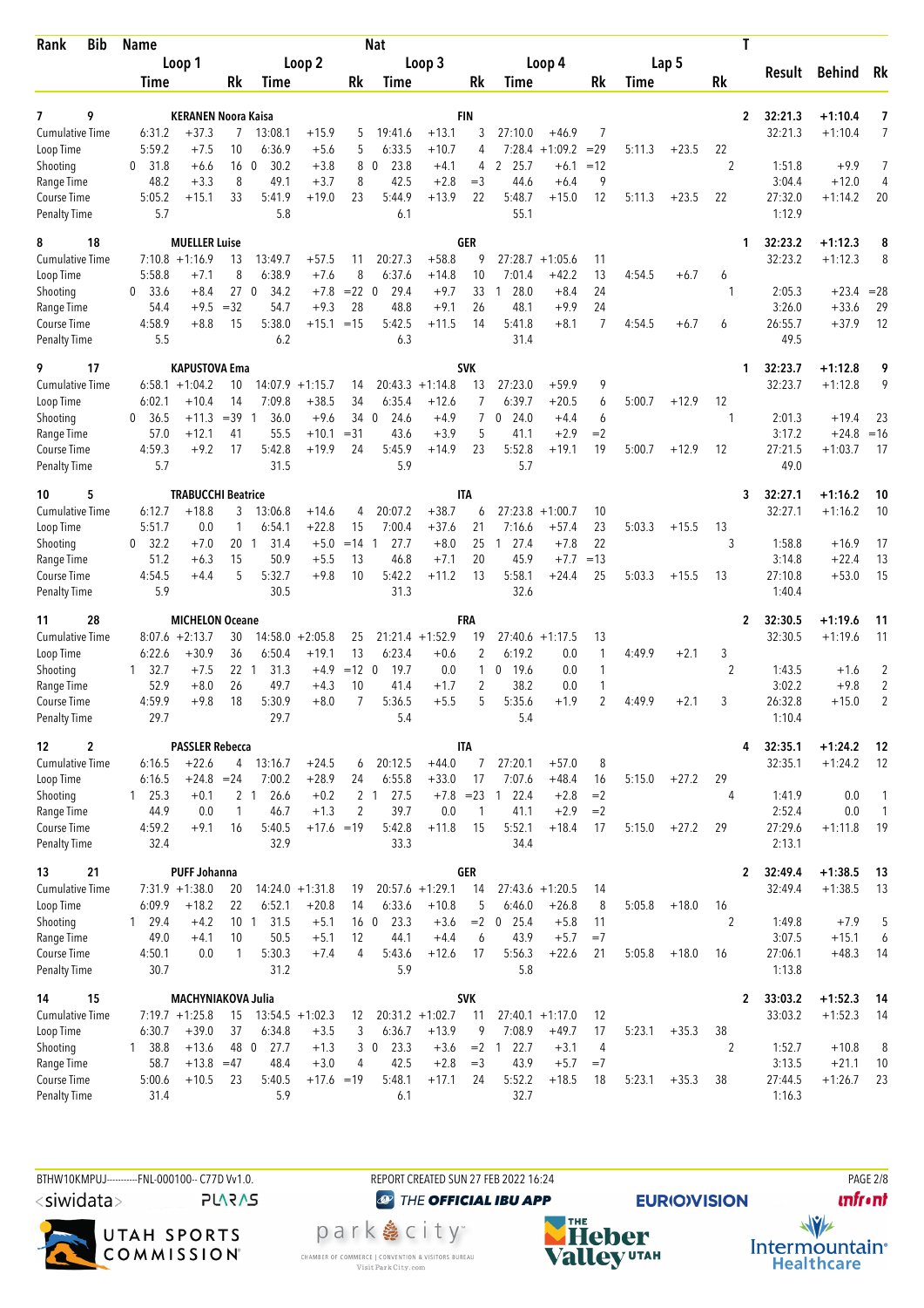| Rank | Bib | Name | | | | | | Nat | | | | | | | | | T | Result | Behind | Rk |
|---|---|---|---|---|---|---|---|---|---|---|---|---|---|---|---|---|---|---|---|---|
| | | Loop 1 | | | Loop 2 | | | Loop 3 | | | Loop 4 | | | Lap 5 | | | | | | |
| | | Time | | Rk | Time | | Rk | Time | | Rk | Time | | Rk | Time | | Rk | | | | |
| 7 | 9 | KERANEN Noora Kaisa | | | | | | FIN | | | | | | | | | 2 | 32:21.3 | +1:10.4 | 7 |
| Cumulative Time | | 6:31.2 | +37.3 | 7 | 13:08.1 | +15.9 | 5 | 19:41.6 | +13.1 | 3 | 27:10.0 | +46.9 | 7 | | | | | 32:21.3 | +1:10.4 | 7 |
| Loop Time | | 5:59.2 | +7.5 | 10 | 6:36.9 | +5.6 | 5 | 6:33.5 | +10.7 | 4 | 7:28.4 | +1:09.2 | =29 | 5:11.3 | +23.5 | 22 | | | | |
| Shooting | | 0 31.8 | +6.6 | 16 | 0 30.2 | +3.8 | 8 | 0 23.8 | +4.1 | 4 | 2 25.7 | +6.1 | =12 | | | | 2 | 1:51.8 | +9.9 | 7 |
| Range Time | | 48.2 | +3.3 | 8 | 49.1 | +3.7 | 8 | 42.5 | +2.8 | =3 | 44.6 | +6.4 | 9 | | | | | 3:04.4 | +12.0 | 4 |
| Course Time | | 5:05.2 | +15.1 | 33 | 5:41.9 | +19.0 | 23 | 5:44.9 | +13.9 | 22 | 5:48.7 | +15.0 | 12 | 5:11.3 | +23.5 | 22 | | 27:32.0 | +1:14.2 | 20 |
| Penalty Time | | 5.7 | | | 5.8 | | | 6.1 | | | 55.1 | | | | | | | 1:12.9 | | |
| 8 | 18 | MUELLER Luise | | | | | | GER | | | | | | | | | 1 | 32:23.2 | +1:12.3 | 8 |
| Cumulative Time | | 7:10.8 | +1:16.9 | 13 | 13:49.7 | +57.5 | 11 | 20:27.3 | +58.8 | 9 | 27:28.7 | +1:05.6 | 11 | | | | | 32:23.2 | +1:12.3 | 8 |
| Loop Time | | 5:58.8 | +7.1 | 8 | 6:38.9 | +7.6 | 8 | 6:37.6 | +14.8 | 10 | 7:01.4 | +42.2 | 13 | 4:54.5 | +6.7 | 6 | | | | |
| Shooting | | 0 33.6 | +8.4 | 27 | 0 34.2 | +7.8 | =22 | 0 29.4 | +9.7 | 33 | 1 28.0 | +8.4 | 24 | | | | 1 | 2:05.3 | +23.4 | =28 |
| Range Time | | 54.4 | +9.5 | =32 | 54.7 | +9.3 | 28 | 48.8 | +9.1 | 26 | 48.1 | +9.9 | 24 | | | | | 3:26.0 | +33.6 | 29 |
| Course Time | | 4:58.9 | +8.8 | 15 | 5:38.0 | +15.1 | =15 | 5:42.5 | +11.5 | 14 | 5:41.8 | +8.1 | 7 | 4:54.5 | +6.7 | 6 | | 26:55.7 | +37.9 | 12 |
| Penalty Time | | 5.5 | | | 6.2 | | | 6.3 | | | 31.4 | | | | | | | 49.5 | | |
| 9 | 17 | KAPUSTOVA Ema | | | | | | SVK | | | | | | | | | 1 | 32:23.7 | +1:12.8 | 9 |
| Cumulative Time | | 6:58.1 | +1:04.2 | 10 | 14:07.9 | +1:15.7 | 14 | 20:43.3 | +1:14.8 | 13 | 27:23.0 | +59.9 | 9 | | | | | 32:23.7 | +1:12.8 | 9 |
| Loop Time | | 6:02.1 | +10.4 | 14 | 7:09.8 | +38.5 | 34 | 6:35.4 | +12.6 | 7 | 6:39.7 | +20.5 | 6 | 5:00.7 | +12.9 | 12 | | | | |
| Shooting | | 0 36.5 | +11.3 | =39 | 1 36.0 | +9.6 | 34 | 0 24.6 | +4.9 | 7 | 0 24.0 | +4.4 | 6 | | | | 1 | 2:01.3 | +19.4 | 23 |
| Range Time | | 57.0 | +12.1 | 41 | 55.5 | +10.1 | =31 | 43.6 | +3.9 | 5 | 41.1 | +2.9 | =2 | | | | | 3:17.2 | +24.8 | =16 |
| Course Time | | 4:59.3 | +9.2 | 17 | 5:42.8 | +19.9 | 24 | 5:45.9 | +14.9 | 23 | 5:52.8 | +19.1 | 19 | 5:00.7 | +12.9 | 12 | | 27:21.5 | +1:03.7 | 17 |
| Penalty Time | | 5.7 | | | 31.5 | | | 5.9 | | | 5.7 | | | | | | | 49.0 | | |
| 10 | 5 | TRABUCCHI Beatrice | | | | | | ITA | | | | | | | | | 3 | 32:27.1 | +1:16.2 | 10 |
| Cumulative Time | | 6:12.7 | +18.8 | 3 | 13:06.8 | +14.6 | 4 | 20:07.2 | +38.7 | 6 | 27:23.8 | +1:00.7 | 10 | | | | | 32:27.1 | +1:16.2 | 10 |
| Loop Time | | 5:51.7 | 0.0 | 1 | 6:54.1 | +22.8 | 15 | 7:00.4 | +37.6 | 21 | 7:16.6 | +57.4 | 23 | 5:03.3 | +15.5 | 13 | | | | |
| Shooting | | 0 32.2 | +7.0 | 20 | 1 31.4 | +5.0 | =14 | 1 27.7 | +8.0 | 25 | 1 27.4 | +7.8 | 22 | | | | 3 | 1:58.8 | +16.9 | 17 |
| Range Time | | 51.2 | +6.3 | 15 | 50.9 | +5.5 | 13 | 46.8 | +7.1 | 20 | 45.9 | +7.7 | =13 | | | | | 3:14.8 | +22.4 | 13 |
| Course Time | | 4:54.5 | +4.4 | 5 | 5:32.7 | +9.8 | 10 | 5:42.2 | +11.2 | 13 | 5:58.1 | +24.4 | 25 | 5:03.3 | +15.5 | 13 | | 27:10.8 | +53.0 | 15 |
| Penalty Time | | 5.9 | | | 30.5 | | | 31.3 | | | 32.6 | | | | | | | 1:40.4 | | |
| 11 | 28 | MICHELON Oceane | | | | | | FRA | | | | | | | | | 2 | 32:30.5 | +1:19.6 | 11 |
| Cumulative Time | | 8:07.6 | +2:13.7 | 30 | 14:58.0 | +2:05.8 | 25 | 21:21.4 | +1:52.9 | 19 | 27:40.6 | +1:17.5 | 13 | | | | | 32:30.5 | +1:19.6 | 11 |
| Loop Time | | 6:22.6 | +30.9 | 36 | 6:50.4 | +19.1 | 13 | 6:23.4 | +0.6 | 2 | 6:19.2 | 0.0 | 1 | 4:49.9 | +2.1 | 3 | | | | |
| Shooting | | 1 32.7 | +7.5 | 22 | 1 31.3 | +4.9 | =12 | 0 19.7 | 0.0 | 1 | 0 19.6 | 0.0 | 1 | | | | 2 | 1:43.5 | +1.6 | 2 |
| Range Time | | 52.9 | +8.0 | 26 | 49.7 | +4.3 | 10 | 41.4 | +1.7 | 2 | 38.2 | 0.0 | 1 | | | | | 3:02.2 | +9.8 | 2 |
| Course Time | | 4:59.9 | +9.8 | 18 | 5:30.9 | +8.0 | 7 | 5:36.5 | +5.5 | 5 | 5:35.6 | +1.9 | 2 | 4:49.9 | +2.1 | 3 | | 26:32.8 | +15.0 | 2 |
| Penalty Time | | 29.7 | | | 29.7 | | | 5.4 | | | 5.4 | | | | | | | 1:10.4 | | |
| 12 | 2 | PASSLER Rebecca | | | | | | ITA | | | | | | | | | 4 | 32:35.1 | +1:24.2 | 12 |
| Cumulative Time | | 6:16.5 | +22.6 | 4 | 13:16.7 | +24.5 | 6 | 20:12.5 | +44.0 | 7 | 27:20.1 | +57.0 | 8 | | | | | 32:35.1 | +1:24.2 | 12 |
| Loop Time | | 6:16.5 | +24.8 | =24 | 7:00.2 | +28.9 | 24 | 6:55.8 | +33.0 | 17 | 7:07.6 | +48.4 | 16 | 5:15.0 | +27.2 | 29 | | | | |
| Shooting | | 1 25.3 | +0.1 | 2 | 1 26.6 | +0.2 | 2 | 1 27.5 | +7.8 | =23 | 1 22.4 | +2.8 | =2 | | | | 4 | 1:41.9 | 0.0 | 1 |
| Range Time | | 44.9 | 0.0 | 1 | 46.7 | +1.3 | 2 | 39.7 | 0.0 | 1 | 41.1 | +2.9 | =2 | | | | | 2:52.4 | 0.0 | 1 |
| Course Time | | 4:59.2 | +9.1 | 16 | 5:40.5 | +17.6 | =19 | 5:42.8 | +11.8 | 15 | 5:52.1 | +18.4 | 17 | 5:15.0 | +27.2 | 29 | | 27:29.6 | +1:11.8 | 19 |
| Penalty Time | | 32.4 | | | 32.9 | | | 33.3 | | | 34.4 | | | | | | | 2:13.1 | | |
| 13 | 21 | PUFF Johanna | | | | | | GER | | | | | | | | | 2 | 32:49.4 | +1:38.5 | 13 |
| Cumulative Time | | 7:31.9 | +1:38.0 | 20 | 14:24.0 | +1:31.8 | 19 | 20:57.6 | +1:29.1 | 14 | 27:43.6 | +1:20.5 | 14 | | | | | 32:49.4 | +1:38.5 | 13 |
| Loop Time | | 6:09.9 | +18.2 | 22 | 6:52.1 | +20.8 | 14 | 6:33.6 | +10.8 | 5 | 6:46.0 | +26.8 | 8 | 5:05.8 | +18.0 | 16 | | | | |
| Shooting | | 1 29.4 | +4.2 | 10 | 1 31.5 | +5.1 | 16 | 0 23.3 | +3.6 | =2 | 0 25.4 | +5.8 | 11 | | | | 2 | 1:49.8 | +7.9 | 5 |
| Range Time | | 49.0 | +4.1 | 10 | 50.5 | +5.1 | 12 | 44.1 | +4.4 | 6 | 43.9 | +5.7 | =7 | | | | | 3:07.5 | +15.1 | 6 |
| Course Time | | 4:50.1 | 0.0 | 1 | 5:30.3 | +7.4 | 4 | 5:43.6 | +12.6 | 17 | 5:56.3 | +22.6 | 21 | 5:05.8 | +18.0 | 16 | | 27:06.1 | +48.3 | 14 |
| Penalty Time | | 30.7 | | | 31.2 | | | 5.9 | | | 5.8 | | | | | | | 1:13.8 | | |
| 14 | 15 | MACHYNIAKOVA Julia | | | | | | SVK | | | | | | | | | 2 | 33:03.2 | +1:52.3 | 14 |
| Cumulative Time | | 7:19.7 | +1:25.8 | 15 | 13:54.5 | +1:02.3 | 12 | 20:31.2 | +1:02.7 | 11 | 27:40.1 | +1:17.0 | 12 | | | | | 33:03.2 | +1:52.3 | 14 |
| Loop Time | | 6:30.7 | +39.0 | 37 | 6:34.8 | +3.5 | 3 | 6:36.7 | +13.9 | 9 | 7:08.9 | +49.7 | 17 | 5:23.1 | +35.3 | 38 | | | | |
| Shooting | | 1 38.8 | +13.6 | 48 | 0 27.7 | +1.3 | 3 | 0 23.3 | +3.6 | =2 | 1 22.7 | +3.1 | 4 | | | | 2 | 1:52.7 | +10.8 | 8 |
| Range Time | | 58.7 | +13.8 | =47 | 48.4 | +3.0 | 4 | 42.5 | +2.8 | =3 | 43.9 | +5.7 | =7 | | | | | 3:13.5 | +21.1 | 10 |
| Course Time | | 5:00.6 | +10.5 | 23 | 5:40.5 | +17.6 | =19 | 5:48.1 | +17.1 | 24 | 5:52.2 | +18.5 | 18 | 5:23.1 | +35.3 | 38 | | 27:44.5 | +1:26.7 | 23 |
| Penalty Time | | 31.4 | | | 5.9 | | | 6.1 | | | 32.7 | | | | | | | 1:16.3 | | |

BTHW10KMPUJ----------FNL-000100-- C77D Vv1.0. REPORT CREATED SUN 27 FEB 2022 16:24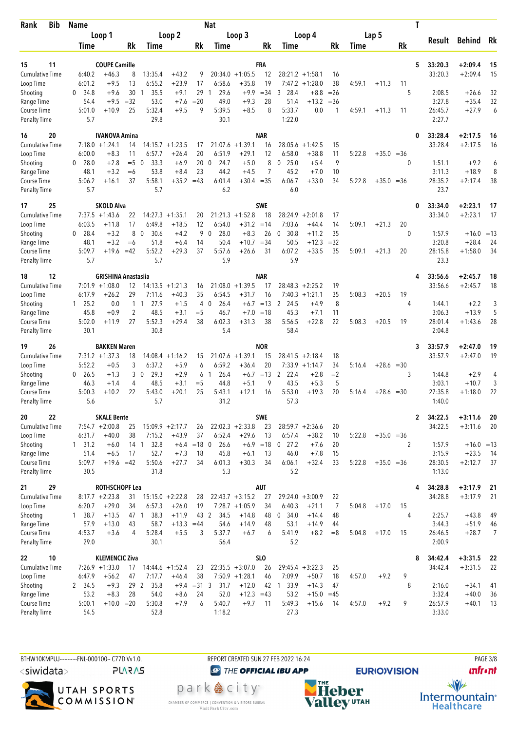| Rank | Bib | Name | | | | | | Nat | | | | | | | | | T | | | |
|---|---|---|---|---|---|---|---|---|---|---|---|---|---|---|---|---|---|---|---|---|
| | | Loop 1 | | | Loop 2 | | | Loop 3 | | | Loop 4 | | | Lap 5 | | | | Result | Behind | Rk |
| | | Time | | Rk | Time | | Rk | Time | | Rk | Time | | Rk | Time | | Rk | | | | |
| 15 | 11 | COUPE Camille | | | | | | FRA | | | | | | | | | 5 | 33:20.3 | +2:09.4 | 15 |
| Cumulative Time | | 6:40.2 | +46.3 | 8 | 13:35.4 | +43.2 | 9 | 20:34.0 | +1:05.5 | 12 | 28:21.2 | +1:58.1 | 16 | | | | | 33:20.3 | +2:09.4 | 15 |
| Loop Time | | 6:01.2 | +9.5 | 13 | 6:55.2 | +23.9 | 17 | 6:58.6 | +35.8 | 19 | 7:47.2 | +1:28.0 | 38 | 4:59.1 | +11.3 | 11 | | | | |
| Shooting | | 0 34.8 | +9.6 | 30 | 1 35.5 | +9.1 | 29 | 1 29.6 | +9.9 | =34 | 3 28.4 | +8.8 | =26 | | | | 5 | 2:08.5 | +26.6 | 32 |
| Range Time | | 54.4 | +9.5 | =32 | 53.0 | +7.6 | =20 | 49.0 | +9.3 | 28 | 51.4 | +13.2 | =36 | | | | | 3:27.8 | +35.4 | 32 |
| Course Time | | 5:01.0 | +10.9 | 25 | 5:32.4 | +9.5 | 9 | 5:39.5 | +8.5 | 8 | 5:33.7 | 0.0 | 1 | 4:59.1 | +11.3 | 11 | | 26:45.7 | +27.9 | 6 |
| Penalty Time | | 5.7 | | | 29.8 | | | 30.1 | | | 1:22.0 | | | | | | | 2:27.7 | | |
| 16 | 20 | IVANOVA Amina | | | | | | NAR | | | | | | | | | 0 | 33:28.4 | +2:17.5 | 16 |
| Cumulative Time | | 7:18.0 | +1:24.1 | 14 | 14:15.7 | +1:23.5 | 17 | 21:07.6 | +1:39.1 | 16 | 28:05.6 | +1:42.5 | 15 | | | | | 33:28.4 | +2:17.5 | 16 |
| Loop Time | | 6:00.0 | +8.3 | 11 | 6:57.7 | +26.4 | 20 | 6:51.9 | +29.1 | 12 | 6:58.0 | +38.8 | 11 | 5:22.8 | +35.0 | =36 | | | | |
| Shooting | | 0 28.0 | +2.8 | =5 | 0 33.3 | +6.9 | 20 | 0 24.7 | +5.0 | 8 | 0 25.0 | +5.4 | 9 | | | | 0 | 1:51.1 | +9.2 | 6 |
| Range Time | | 48.1 | +3.2 | =6 | 53.8 | +8.4 | 23 | 44.2 | +4.5 | 7 | 45.2 | +7.0 | 10 | | | | | 3:11.3 | +18.9 | 8 |
| Course Time | | 5:06.2 | +16.1 | 37 | 5:58.1 | +35.2 | =43 | 6:01.4 | +30.4 | =35 | 6:06.7 | +33.0 | 34 | 5:22.8 | +35.0 | =36 | | 28:35.2 | +2:17.4 | 38 |
| Penalty Time | | 5.7 | | | 5.7 | | | 6.2 | | | 6.0 | | | | | | | 23.7 | | |
| 17 | 25 | SKOLD Alva | | | | | | SWE | | | | | | | | | 0 | 33:34.0 | +2:23.1 | 17 |
| Cumulative Time | | 7:37.5 | +1:43.6 | 22 | 14:27.3 | +1:35.1 | 20 | 21:21.3 | +1:52.8 | 18 | 28:24.9 | +2:01.8 | 17 | | | | | 33:34.0 | +2:23.1 | 17 |
| Loop Time | | 6:03.5 | +11.8 | 17 | 6:49.8 | +18.5 | 12 | 6:54.0 | +31.2 | =14 | 7:03.6 | +44.4 | 14 | 5:09.1 | +21.3 | 20 | | | | |
| Shooting | | 0 28.4 | +3.2 | 8 | 0 30.6 | +4.2 | 9 | 0 28.0 | +8.3 | 26 | 0 30.8 | +11.2 | 35 | | | | 0 | 1:57.9 | +16.0 | =13 |
| Range Time | | 48.1 | +3.2 | =6 | 51.8 | +6.4 | 14 | 50.4 | +10.7 | =34 | 50.5 | +12.3 | =32 | | | | | 3:20.8 | +28.4 | 24 |
| Course Time | | 5:09.7 | +19.6 | =42 | 5:52.2 | +29.3 | 37 | 5:57.6 | +26.6 | 31 | 6:07.2 | +33.5 | 35 | 5:09.1 | +21.3 | 20 | | 28:15.8 | +1:58.0 | 34 |
| Penalty Time | | 5.7 | | | 5.7 | | | 5.9 | | | 5.9 | | | | | | | 23.3 | | |
| 18 | 12 | GRISHINA Anastasiia | | | | | | NAR | | | | | | | | | 4 | 33:56.6 | +2:45.7 | 18 |
| Cumulative Time | | 7:01.9 | +1:08.0 | 12 | 14:13.5 | +1:21.3 | 16 | 21:08.0 | +1:39.5 | 17 | 28:48.3 | +2:25.2 | 19 | | | | | 33:56.6 | +2:45.7 | 18 |
| Loop Time | | 6:17.9 | +26.2 | 29 | 7:11.6 | +40.3 | 35 | 6:54.5 | +31.7 | 16 | 7:40.3 | +1:21.1 | 35 | 5:08.3 | +20.5 | 19 | | | | |
| Shooting | | 1 25.2 | 0.0 | 1 | 1 27.9 | +1.5 | 4 | 0 26.4 | +6.7 | =13 | 2 24.5 | +4.9 | 8 | | | | 4 | 1:44.1 | +2.2 | 3 |
| Range Time | | 45.8 | +0.9 | 2 | 48.5 | +3.1 | =5 | 46.7 | +7.0 | =18 | 45.3 | +7.1 | 11 | | | | | 3:06.3 | +13.9 | 5 |
| Course Time | | 5:02.0 | +11.9 | 27 | 5:52.3 | +29.4 | 38 | 6:02.3 | +31.3 | 38 | 5:56.5 | +22.8 | 22 | 5:08.3 | +20.5 | 19 | | 28:01.4 | +1:43.6 | 28 |
| Penalty Time | | 30.1 | | | 30.8 | | | 5.4 | | | 58.4 | | | | | | | 2:04.8 | | |
| 19 | 26 | BAKKEN Maren | | | | | | NOR | | | | | | | | | 3 | 33:57.9 | +2:47.0 | 19 |
| Cumulative Time | | 7:31.2 | +1:37.3 | 18 | 14:08.4 | +1:16.2 | 15 | 21:07.6 | +1:39.1 | 15 | 28:41.5 | +2:18.4 | 18 | | | | | 33:57.9 | +2:47.0 | 19 |
| Loop Time | | 5:52.2 | +0.5 | 3 | 6:37.2 | +5.9 | 6 | 6:59.2 | +36.4 | 20 | 7:33.9 | +1:14.7 | 34 | 5:16.4 | +28.6 | =30 | | | | |
| Shooting | | 0 26.5 | +1.3 | 3 | 0 29.3 | +2.9 | 6 | 1 26.4 | +6.7 | =13 | 2 22.4 | +2.8 | =2 | | | | 3 | 1:44.8 | +2.9 | 4 |
| Range Time | | 46.3 | +1.4 | 4 | 48.5 | +3.1 | =5 | 44.8 | +5.1 | 9 | 43.5 | +5.3 | 5 | | | | | 3:03.1 | +10.7 | 3 |
| Course Time | | 5:00.3 | +10.2 | 22 | 5:43.0 | +20.1 | 25 | 5:43.1 | +12.1 | 16 | 5:53.0 | +19.3 | 20 | 5:16.4 | +28.6 | =30 | | 27:35.8 | +1:18.0 | 22 |
| Penalty Time | | 5.6 | | | 5.7 | | | 31.2 | | | 57.3 | | | | | | | 1:40.0 | | |
| 20 | 22 | SKALE Bente | | | | | | SWE | | | | | | | | | 2 | 34:22.5 | +3:11.6 | 20 |
| Cumulative Time | | 7:54.7 | +2:00.8 | 25 | 15:09.9 | +2:17.7 | 26 | 22:02.3 | +2:33.8 | 23 | 28:59.7 | +2:36.6 | 20 | | | | | 34:22.5 | +3:11.6 | 20 |
| Loop Time | | 6:31.7 | +40.0 | 38 | 7:15.2 | +43.9 | 37 | 6:52.4 | +29.6 | 13 | 6:57.4 | +38.2 | 10 | 5:22.8 | +35.0 | =36 | | | | |
| Shooting | | 1 31.2 | +6.0 | 14 | 1 32.8 | +6.4 | =18 | 0 26.6 | +6.9 | =18 | 0 27.2 | +7.6 | 20 | | | | 2 | 1:57.9 | +16.0 | =13 |
| Range Time | | 51.4 | +6.5 | 17 | 52.7 | +7.3 | 18 | 45.8 | +6.1 | 13 | 46.0 | +7.8 | 15 | | | | | 3:15.9 | +23.5 | 14 |
| Course Time | | 5:09.7 | +19.6 | =42 | 5:50.6 | +27.7 | 34 | 6:01.3 | +30.3 | 34 | 6:06.1 | +32.4 | 33 | 5:22.8 | +35.0 | =36 | | 28:30.5 | +2:12.7 | 37 |
| Penalty Time | | 30.5 | | | 31.8 | | | 5.3 | | | 5.2 | | | | | | | 1:13.0 | | |
| 21 | 29 | ROTHSCHOPF Lea | | | | | | AUT | | | | | | | | | 4 | 34:28.8 | +3:17.9 | 21 |
| Cumulative Time | | 8:17.7 | +2:23.8 | 31 | 15:15.0 | +2:22.8 | 28 | 22:43.7 | +3:15.2 | 27 | 29:24.0 | +3:00.9 | 22 | | | | | 34:28.8 | +3:17.9 | 21 |
| Loop Time | | 6:20.7 | +29.0 | 34 | 6:57.3 | +26.0 | 19 | 7:28.7 | +1:05.9 | 34 | 6:40.3 | +21.1 | 7 | 5:04.8 | +17.0 | 15 | | | | |
| Shooting | | 1 38.7 | +13.5 | 47 | 1 38.3 | +11.9 | 43 | 2 34.5 | +14.8 | 48 | 0 34.0 | +14.4 | 48 | | | | 4 | 2:25.7 | +43.8 | 49 |
| Range Time | | 57.9 | +13.0 | 43 | 58.7 | +13.3 | =44 | 54.6 | +14.9 | 48 | 53.1 | +14.9 | 44 | | | | | 3:44.3 | +51.9 | 46 |
| Course Time | | 4:53.7 | +3.6 | 4 | 5:28.4 | +5.5 | 3 | 5:37.7 | +6.7 | 6 | 5:41.9 | +8.2 | =8 | 5:04.8 | +17.0 | 15 | | 26:46.5 | +28.7 | 7 |
| Penalty Time | | 29.0 | | | 30.1 | | | 56.4 | | | 5.2 | | | | | | | 2:00.9 | | |
| 22 | 10 | KLEMENCIC Ziva | | | | | | SLO | | | | | | | | | 8 | 34:42.4 | +3:31.5 | 22 |
| Cumulative Time | | 7:26.9 | +1:33.0 | 17 | 14:44.6 | +1:52.4 | 23 | 22:35.5 | +3:07.0 | 26 | 29:45.4 | +3:22.3 | 25 | | | | | 34:42.4 | +3:31.5 | 22 |
| Loop Time | | 6:47.9 | +56.2 | 47 | 7:17.7 | +46.4 | 38 | 7:50.9 | +1:28.1 | 46 | 7:09.9 | +50.7 | 18 | 4:57.0 | +9.2 | 9 | | | | |
| Shooting | | 2 34.5 | +9.3 | 29 | 2 35.8 | +9.4 | =31 | 3 31.7 | +12.0 | 42 | 1 33.9 | +14.3 | 47 | | | | 8 | 2:16.0 | +34.1 | 41 |
| Range Time | | 53.2 | +8.3 | 28 | 54.0 | +8.6 | 24 | 52.0 | +12.3 | =43 | 53.2 | +15.0 | =45 | | | | | 3:32.4 | +40.0 | 36 |
| Course Time | | 5:00.1 | +10.0 | =20 | 5:30.8 | +7.9 | 6 | 5:40.7 | +9.7 | 11 | 5:49.3 | +15.6 | 14 | 4:57.0 | +9.2 | 9 | | 26:57.9 | +40.1 | 13 |
| Penalty Time | | 54.5 | | | 52.8 | | | 1:18.2 | | | 27.3 | | | | | | | 3:33.0 | | |

BTHW10KMPUJ----------FNL-000100-- C77D Vv1.0. REPORT CREATED SUN 27 FEB 2022 16:24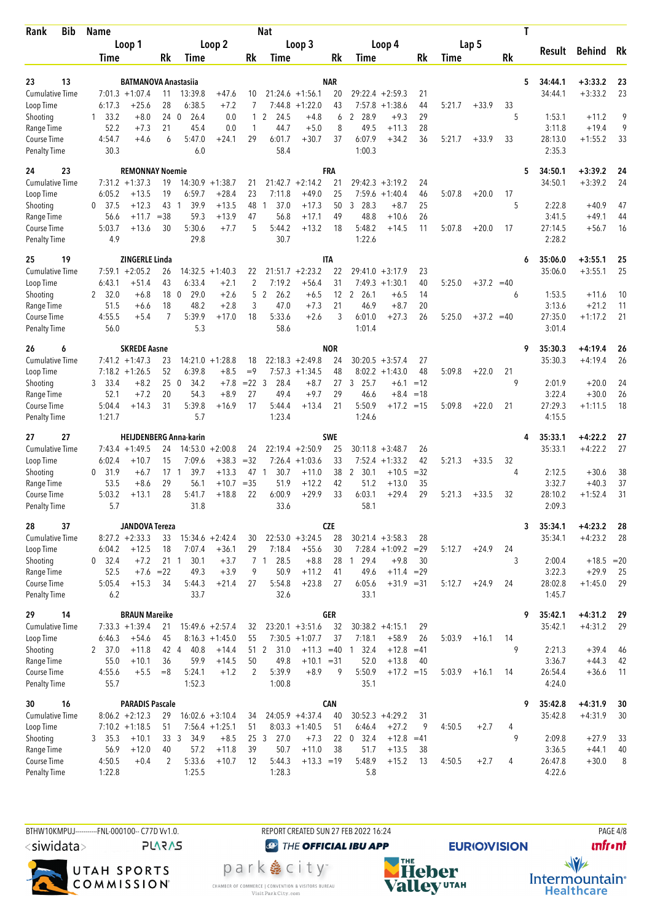| Rank | Bib | Name | | | | | | Nat | | | | | | | | T | Result | Behind | Rk |
|---|---|---|---|---|---|---|---|---|---|---|---|---|---|---|---|---|---|---|---|
| | | Loop 1 | | | Loop 2 | | | Loop 3 | | | Loop 4 | | | Lap 5 | | | | | |
| | | Time | | Rk | Time | | Rk | Time | | Rk | Time | | Rk | Time | | Rk | | | |
| 23 | 13 | BATMANOVA Anastasiia | | | | | | NAR | | | | | | | | 5 | 34:44.1 | +3:33.2 | 23 |
| Cumulative Time | | 7:01.3 | +1:07.4 | 11 | 13:39.8 | +47.6 | 10 | 21:24.6 | +1:56.1 | 20 | 29:22.4 | +2:59.3 | 21 | | | | 34:44.1 | +3:33.2 | 23 |
| Loop Time | | 6:17.3 | +25.6 | 28 | 6:38.5 | +7.2 | 7 | 7:44.8 | +1:22.0 | 43 | 7:57.8 | +1:38.6 | 44 | 5:21.7 | +33.9 | 33 | | | |
| Shooting | | 1 33.2 | +8.0 | 24 | 0 26.4 | 0.0 | 1 | 2 24.5 | +4.8 | 6 | 2 28.9 | +9.3 | 29 | | | 5 | 1:53.1 | +11.2 | 9 |
| Range Time | | 52.2 | +7.3 | 21 | 45.4 | 0.0 | 1 | 44.7 | +5.0 | 8 | 49.5 | +11.3 | 28 | | | | 3:11.8 | +19.4 | 9 |
| Course Time | | 4:54.7 | +4.6 | 6 | 5:47.0 | +24.1 | 29 | 6:01.7 | +30.7 | 37 | 6:07.9 | +34.2 | 36 | 5:21.7 | +33.9 | 33 | 28:13.0 | +1:55.2 | 33 |
| Penalty Time | | 30.3 | | | 6.0 | | | 58.4 | | | 1:00.3 | | | | | | 2:35.3 | | |
| 24 | 23 | REMONNAY Noemie | | | | | | FRA | | | | | | | | 5 | 34:50.1 | +3:39.2 | 24 |
| Cumulative Time | | 7:31.2 | +1:37.3 | 19 | 14:30.9 | +1:38.7 | 21 | 21:42.7 | +2:14.2 | 21 | 29:42.3 | +3:19.2 | 24 | | | | 34:50.1 | +3:39.2 | 24 |
| Loop Time | | 6:05.2 | +13.5 | 19 | 6:59.7 | +28.4 | 23 | 7:11.8 | +49.0 | 25 | 7:59.6 | +1:40.4 | 46 | 5:07.8 | +20.0 | 17 | | | |
| Shooting | | 0 37.5 | +12.3 | 43 | 1 39.9 | +13.5 | 48 | 1 37.0 | +17.3 | 50 | 3 28.3 | +8.7 | 25 | | | 5 | 2:22.8 | +40.9 | 47 |
| Range Time | | 56.6 | +11.7 | =38 | 59.3 | +13.9 | 47 | 56.8 | +17.1 | 49 | 48.8 | +10.6 | 26 | | | | 3:41.5 | +49.1 | 44 |
| Course Time | | 5:03.7 | +13.6 | 30 | 5:30.6 | +7.7 | 5 | 5:44.2 | +13.2 | 18 | 5:48.2 | +14.5 | 11 | 5:07.8 | +20.0 | 17 | 27:14.5 | +56.7 | 16 |
| Penalty Time | | 4.9 | | | 29.8 | | | 30.7 | | | 1:22.6 | | | | | | 2:28.2 | | |
| 25 | 19 | ZINGERLE Linda | | | | | | ITA | | | | | | | | 6 | 35:06.0 | +3:55.1 | 25 |
| Cumulative Time | | 7:59.1 | +2:05.2 | 26 | 14:32.5 | +1:40.3 | 22 | 21:51.7 | +2:23.2 | 22 | 29:41.0 | +3:17.9 | 23 | | | | 35:06.0 | +3:55.1 | 25 |
| Loop Time | | 6:43.1 | +51.4 | 43 | 6:33.4 | +2.1 | 2 | 7:19.2 | +56.4 | 31 | 7:49.3 | +1:30.1 | 40 | 5:25.0 | +37.2 | =40 | | | |
| Shooting | | 2 32.0 | +6.8 | 18 | 0 29.0 | +2.6 | 5 | 2 26.2 | +6.5 | 12 | 2 26.1 | +6.5 | 14 | | | 6 | 1:53.5 | +11.6 | 10 |
| Range Time | | 51.5 | +6.6 | 18 | 48.2 | +2.8 | 3 | 47.0 | +7.3 | 21 | 46.9 | +8.7 | 20 | | | | 3:13.6 | +21.2 | 11 |
| Course Time | | 4:55.5 | +5.4 | 7 | 5:39.9 | +17.0 | 18 | 5:33.6 | +2.6 | 3 | 6:01.0 | +27.3 | 26 | 5:25.0 | +37.2 | =40 | 27:35.0 | +1:17.2 | 21 |
| Penalty Time | | 56.0 | | | 5.3 | | | 58.6 | | | 1:01.4 | | | | | | 3:01.4 | | |
| 26 | 6 | SKREDE Aasne | | | | | | NOR | | | | | | | | 9 | 35:30.3 | +4:19.4 | 26 |
| Cumulative Time | | 7:41.2 | +1:47.3 | 23 | 14:21.0 | +1:28.8 | 18 | 22:18.3 | +2:49.8 | 24 | 30:20.5 | +3:57.4 | 27 | | | | 35:30.3 | +4:19.4 | 26 |
| Loop Time | | 7:18.2 | +1:26.5 | 52 | 6:39.8 | +8.5 | =9 | 7:57.3 | +1:34.5 | 48 | 8:02.2 | +1:43.0 | 48 | 5:09.8 | +22.0 | 21 | | | |
| Shooting | | 3 33.4 | +8.2 | 25 | 0 34.2 | +7.8 | =22 | 3 28.4 | +8.7 | 27 | 3 25.7 | +6.1 | =12 | | | 9 | 2:01.9 | +20.0 | 24 |
| Range Time | | 52.1 | +7.2 | 20 | 54.3 | +8.9 | 27 | 49.4 | +9.7 | 29 | 46.6 | +8.4 | =18 | | | | 3:22.4 | +30.0 | 26 |
| Course Time | | 5:04.4 | +14.3 | 31 | 5:39.8 | +16.9 | 17 | 5:44.4 | +13.4 | 21 | 5:50.9 | +17.2 | =15 | 5:09.8 | +22.0 | 21 | 27:29.3 | +1:11.5 | 18 |
| Penalty Time | | 1:21.7 | | | 5.7 | | | 1:23.4 | | | 1:24.6 | | | | | | 4:15.5 | | |
| 27 | 27 | HEIJDENBERG Anna-karin | | | | | | SWE | | | | | | | | 4 | 35:33.1 | +4:22.2 | 27 |
| Cumulative Time | | 7:43.4 | +1:49.5 | 24 | 14:53.0 | +2:00.8 | 24 | 22:19.4 | +2:50.9 | 25 | 30:11.8 | +3:48.7 | 26 | | | | 35:33.1 | +4:22.2 | 27 |
| Loop Time | | 6:02.4 | +10.7 | 15 | 7:09.6 | +38.3 | =32 | 7:26.4 | +1:03.6 | 33 | 7:52.4 | +1:33.2 | 42 | 5:21.3 | +33.5 | 32 | | | |
| Shooting | | 0 31.9 | +6.7 | 17 | 1 39.7 | +13.3 | 47 | 1 30.7 | +11.0 | 38 | 2 30.1 | +10.5 | =32 | | | 4 | 2:12.5 | +30.6 | 38 |
| Range Time | | 53.5 | +8.6 | 29 | 56.1 | +10.7 | =35 | 51.9 | +12.2 | 42 | 51.2 | +13.0 | 35 | | | | 3:32.7 | +40.3 | 37 |
| Course Time | | 5:03.2 | +13.1 | 28 | 5:41.7 | +18.8 | 22 | 6:00.9 | +29.9 | 33 | 6:03.1 | +29.4 | 29 | 5:21.3 | +33.5 | 32 | 28:10.2 | +1:52.4 | 31 |
| Penalty Time | | 5.7 | | | 31.8 | | | 33.6 | | | 58.1 | | | | | | 2:09.3 | | |
| 28 | 37 | JANDOVA Tereza | | | | | | CZE | | | | | | | | 3 | 35:34.1 | +4:23.2 | 28 |
| Cumulative Time | | 8:27.2 | +2:33.3 | 33 | 15:34.6 | +2:42.4 | 30 | 22:53.0 | +3:24.5 | 28 | 30:21.4 | +3:58.3 | 28 | | | | 35:34.1 | +4:23.2 | 28 |
| Loop Time | | 6:04.2 | +12.5 | 18 | 7:07.4 | +36.1 | 29 | 7:18.4 | +55.6 | 30 | 7:28.4 | +1:09.2 | =29 | 5:12.7 | +24.9 | 24 | | | |
| Shooting | | 0 32.4 | +7.2 | 21 | 1 30.1 | +3.7 | 7 | 1 28.5 | +8.8 | 28 | 1 29.4 | +9.8 | 30 | | | 3 | 2:00.4 | +18.5 | =20 |
| Range Time | | 52.5 | +7.6 | =22 | 49.3 | +3.9 | 9 | 50.9 | +11.2 | 41 | 49.6 | +11.4 | =29 | | | | 3:22.3 | +29.9 | 25 |
| Course Time | | 5:05.4 | +15.3 | 34 | 5:44.3 | +21.4 | 27 | 5:54.8 | +23.8 | 27 | 6:05.6 | +31.9 | =31 | 5:12.7 | +24.9 | 24 | 28:02.8 | +1:45.0 | 29 |
| Penalty Time | | 6.2 | | | 33.7 | | | 32.6 | | | 33.1 | | | | | | 1:45.7 | | |
| 29 | 14 | BRAUN Mareike | | | | | | GER | | | | | | | | 9 | 35:42.1 | +4:31.2 | 29 |
| Cumulative Time | | 7:33.3 | +1:39.4 | 21 | 15:49.6 | +2:57.4 | 32 | 23:20.1 | +3:51.6 | 32 | 30:38.2 | +4:15.1 | 29 | | | | 35:42.1 | +4:31.2 | 29 |
| Loop Time | | 6:46.3 | +54.6 | 45 | 8:16.3 | +1:45.0 | 55 | 7:30.5 | +1:07.7 | 37 | 7:18.1 | +58.9 | 26 | 5:03.9 | +16.1 | 14 | | | |
| Shooting | | 2 37.0 | +11.8 | 42 | 4 40.8 | +14.4 | 51 | 2 31.0 | +11.3 | =40 | 1 32.4 | +12.8 | =41 | | | 9 | 2:21.3 | +39.4 | 46 |
| Range Time | | 55.0 | +10.1 | 36 | 59.9 | +14.5 | 50 | 49.8 | +10.1 | =31 | 52.0 | +13.8 | 40 | | | | 3:36.7 | +44.3 | 42 |
| Course Time | | 4:55.6 | +5.5 | =8 | 5:24.1 | +1.2 | 2 | 5:39.9 | +8.9 | 9 | 5:50.9 | +17.2 | =15 | 5:03.9 | +16.1 | 14 | 26:54.4 | +36.6 | 11 |
| Penalty Time | | 55.7 | | | 1:52.3 | | | 1:00.8 | | | 35.1 | | | | | | 4:24.0 | | |
| 30 | 16 | PARADIS Pascale | | | | | | CAN | | | | | | | | 9 | 35:42.8 | +4:31.9 | 30 |
| Cumulative Time | | 8:06.2 | +2:12.3 | 29 | 16:02.6 | +3:10.4 | 34 | 24:05.9 | +4:37.4 | 40 | 30:52.3 | +4:29.2 | 31 | | | | 35:42.8 | +4:31.9 | 30 |
| Loop Time | | 7:10.2 | +1:18.5 | 51 | 7:56.4 | +1:25.1 | 51 | 8:03.3 | +1:40.5 | 51 | 6:46.4 | +27.2 | 9 | 4:50.5 | +2.7 | 4 | | | |
| Shooting | | 3 35.3 | +10.1 | 33 | 3 34.9 | +8.5 | 25 | 3 27.0 | +7.3 | 22 | 0 32.4 | +12.8 | =41 | | | 9 | 2:09.8 | +27.9 | 33 |
| Range Time | | 56.9 | +12.0 | 40 | 57.2 | +11.8 | 39 | 50.7 | +11.0 | 38 | 51.7 | +13.5 | 38 | | | | 3:36.5 | +44.1 | 40 |
| Course Time | | 4:50.5 | +0.4 | 2 | 5:33.6 | +10.7 | 12 | 5:44.3 | +13.3 | =19 | 5:48.9 | +15.2 | 13 | 4:50.5 | +2.7 | 4 | 26:47.8 | +30.0 | 8 |
| Penalty Time | | 1:22.8 | | | 1:25.5 | | | 1:28.3 | | | 5.8 | | | | | | 4:22.6 | | |

BTHW10KMPUJ----------FNL-000100-- C77D Vv1.0. REPORT CREATED SUN 27 FEB 2022 16:24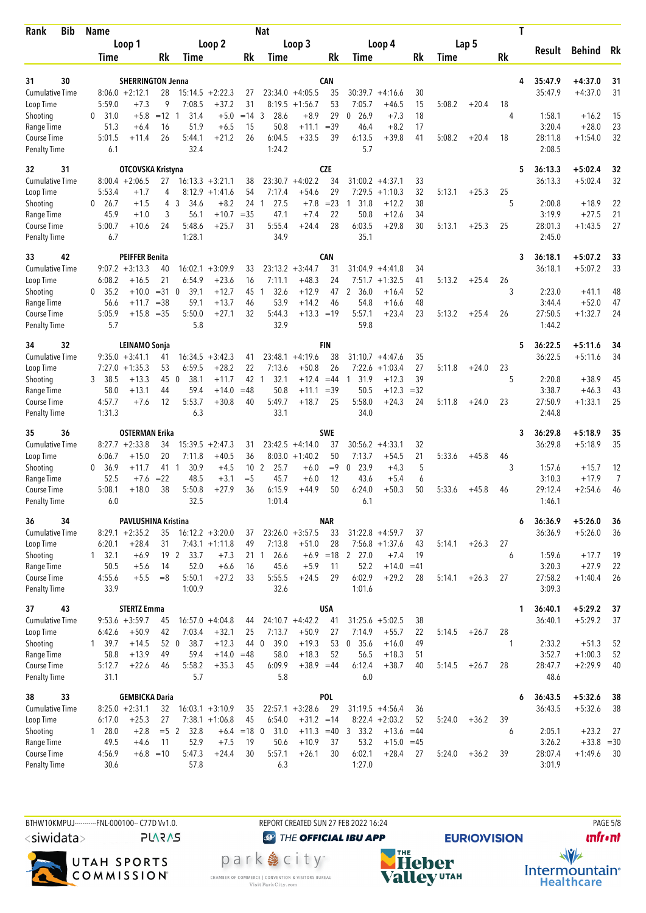| Rank | Bib | Name | | | Nat | | | | | | | | | T | Result | Behind | Rk |
|---|---|---|---|---|---|---|---|---|---|---|---|---|---|---|---|---|---|
| | | Loop 1 | | | Loop 2 | | | Loop 3 | | | Loop 4 | | | Lap 5 | | | |
| | | Time | | Rk | Time | | Rk | Time | | Rk | Time | | Rk | Time | | Rk | |
| 31 | 30 | SHERRINGTON Jenna | | | | | | CAN | | | | | | | 4 | 35:47.9 | +4:37.0 | 31 |
| Cumulative Time | | 8:06.0 | +2:12.1 | 28 | 15:14.5 | +2:22.3 | 27 | 23:34.0 | +4:05.5 | 35 | 30:39.7 | +4:16.6 | 30 | | | | 35:47.9 | +4:37.0 | 31 |
| Loop Time | | 5:59.0 | +7.3 | 9 | 7:08.5 | +37.2 | 31 | 8:19.5 | +1:56.7 | 53 | 7:05.7 | +46.5 | 15 | 5:08.2 | +20.4 | 18 | | | |
| Shooting | | 0 31.0 | +5.8 | =12 | 1 31.4 | +5.0 | =14 | 3 28.6 | +8.9 | 29 | 0 26.9 | +7.3 | 18 | | | 4 | 1:58.1 | +16.2 | 15 |
| Range Time | | 51.3 | +6.4 | 16 | 51.9 | +6.5 | 15 | 50.8 | +11.1 | =39 | 46.4 | +8.2 | 17 | | | | 3:20.4 | +28.0 | 23 |
| Course Time | | 5:01.5 | +11.4 | 26 | 5:44.1 | +21.2 | 26 | 6:04.5 | +33.5 | 39 | 6:13.5 | +39.8 | 41 | 5:08.2 | +20.4 | 18 | 28:11.8 | +1:54.0 | 32 |
| Penalty Time | | 6.1 | | | 32.4 | | | 1:24.2 | | | 5.7 | | | | | | 2:08.5 | | |
| 32 | 31 | OTCOVSKA Kristyna | | | | | | CZE | | | | | | | 5 | 36:13.3 | +5:02.4 | 32 |
| Cumulative Time | | 8:00.4 | +2:06.5 | 27 | 16:13.3 | +3:21.1 | 38 | 23:30.7 | +4:02.2 | 34 | 31:00.2 | +4:37.1 | 33 | | | | 36:13.3 | +5:02.4 | 32 |
| Loop Time | | 5:53.4 | +1.7 | 4 | 8:12.9 | +1:41.6 | 54 | 7:17.4 | +54.6 | 29 | 7:29.5 | +1:10.3 | 32 | 5:13.1 | +25.3 | 25 | | | |
| Shooting | | 0 26.7 | +1.5 | 4 | 3 34.6 | +8.2 | 24 | 1 27.5 | +7.8 | =23 | 1 31.8 | +12.2 | 38 | | | 5 | 2:00.8 | +18.9 | 22 |
| Range Time | | 45.9 | +1.0 | 3 | 56.1 | +10.7 | =35 | 47.1 | +7.4 | 22 | 50.8 | +12.6 | 34 | | | | 3:19.9 | +27.5 | 21 |
| Course Time | | 5:00.7 | +10.6 | 24 | 5:48.6 | +25.7 | 31 | 5:55.4 | +24.4 | 28 | 6:03.5 | +29.8 | 30 | 5:13.1 | +25.3 | 25 | 28:01.3 | +1:43.5 | 27 |
| Penalty Time | | 6.7 | | | 1:28.1 | | | 34.9 | | | 35.1 | | | | | | 2:45.0 | | |
| 33 | 42 | PEIFFER Benita | | | | | | CAN | | | | | | | 3 | 36:18.1 | +5:07.2 | 33 |
| Cumulative Time | | 9:07.2 | +3:13.3 | 40 | 16:02.1 | +3:09.9 | 33 | 23:13.2 | +3:44.7 | 31 | 31:04.9 | +4:41.8 | 34 | | | | 36:18.1 | +5:07.2 | 33 |
| Loop Time | | 6:08.2 | +16.5 | 21 | 6:54.9 | +23.6 | 16 | 7:11.1 | +48.3 | 24 | 7:51.7 | +1:32.5 | 41 | 5:13.2 | +25.4 | 26 | | | |
| Shooting | | 0 35.2 | +10.0 | =31 | 0 39.1 | +12.7 | 45 | 1 32.6 | +12.9 | 47 | 2 36.0 | +16.4 | 52 | | | 3 | 2:23.0 | +41.1 | 48 |
| Range Time | | 56.6 | +11.7 | =38 | 59.1 | +13.7 | 46 | 53.9 | +14.2 | 46 | 54.8 | +16.6 | 48 | | | | 3:44.4 | +52.0 | 47 |
| Course Time | | 5:05.9 | +15.8 | =35 | 5:50.0 | +27.1 | 32 | 5:44.3 | +13.3 | =19 | 5:57.1 | +23.4 | 23 | 5:13.2 | +25.4 | 26 | 27:50.5 | +1:32.7 | 24 |
| Penalty Time | | 5.7 | | | 5.8 | | | 32.9 | | | 59.8 | | | | | | 1:44.2 | | |
| 34 | 32 | LEINAMO Sonja | | | | | | FIN | | | | | | | 5 | 36:22.5 | +5:11.6 | 34 |
| Cumulative Time | | 9:35.0 | +3:41.1 | 41 | 16:34.5 | +3:42.3 | 41 | 23:48.1 | +4:19.6 | 38 | 31:10.7 | +4:47.6 | 35 | | | | 36:22.5 | +5:11.6 | 34 |
| Loop Time | | 7:27.0 | +1:35.3 | 53 | 6:59.5 | +28.2 | 22 | 7:13.6 | +50.8 | 26 | 7:22.6 | +1:03.4 | 27 | 5:11.8 | +24.0 | 23 | | | |
| Shooting | | 3 38.5 | +13.3 | 44 | 0 38.1 | +11.7 | 42 | 1 32.1 | +12.4 | =44 | 1 31.9 | +12.3 | 39 | | | 5 | 2:20.8 | +38.9 | 45 |
| Range Time | | 58.0 | +13.1 | 44 | 59.4 | +14.0 | =48 | 50.8 | +11.1 | =39 | 50.5 | +12.3 | =32 | | | | 3:38.7 | +46.3 | 43 |
| Course Time | | 4:57.7 | +7.6 | 12 | 5:53.7 | +30.8 | 40 | 5:49.7 | +18.7 | 25 | 5:58.0 | +24.3 | 24 | 5:11.8 | +24.0 | 23 | 27:50.9 | +1:33.1 | 25 |
| Penalty Time | | 1:31.3 | | | 6.3 | | | 33.1 | | | 34.0 | | | | | | 2:44.8 | | |
| 35 | 36 | OSTERMAN Erika | | | | | | SWE | | | | | | | 3 | 36:29.8 | +5:18.9 | 35 |
| Cumulative Time | | 8:27.7 | +2:33.8 | 34 | 15:39.5 | +2:47.3 | 31 | 23:42.5 | +4:14.0 | 37 | 30:56.2 | +4:33.1 | 32 | | | | 36:29.8 | +5:18.9 | 35 |
| Loop Time | | 6:06.7 | +15.0 | 20 | 7:11.8 | +40.5 | 36 | 8:03.0 | +1:40.2 | 50 | 7:13.7 | +54.5 | 21 | 5:33.6 | +45.8 | 46 | | | |
| Shooting | | 0 36.9 | +11.7 | 41 | 1 30.9 | +4.5 | 10 | 2 25.7 | +6.0 | =9 | 0 23.9 | +4.3 | 5 | | | 3 | 1:57.6 | +15.7 | 12 |
| Range Time | | 52.5 | +7.6 | =22 | 48.5 | +3.1 | =5 | 45.7 | +6.0 | 12 | 43.6 | +5.4 | 6 | | | | 3:10.3 | +17.9 | 7 |
| Course Time | | 5:08.1 | +18.0 | 38 | 5:50.8 | +27.9 | 36 | 6:15.9 | +44.9 | 50 | 6:24.0 | +50.3 | 50 | 5:33.6 | +45.8 | 46 | 29:12.4 | +2:54.6 | 46 |
| Penalty Time | | 6.0 | | | 32.5 | | | 1:01.4 | | | 6.1 | | | | | | 1:46.1 | | |
| 36 | 34 | PAVLUSHINA Kristina | | | | | | NAR | | | | | | | 6 | 36:36.9 | +5:26.0 | 36 |
| Cumulative Time | | 8:29.1 | +2:35.2 | 35 | 16:12.2 | +3:20.0 | 37 | 23:26.0 | +3:57.5 | 33 | 31:22.8 | +4:59.7 | 37 | | | | 36:36.9 | +5:26.0 | 36 |
| Loop Time | | 6:20.1 | +28.4 | 31 | 7:43.1 | +1:11.8 | 49 | 7:13.8 | +51.0 | 28 | 7:56.8 | +1:37.6 | 43 | 5:14.1 | +26.3 | 27 | | | |
| Shooting | | 1 32.1 | +6.9 | 19 | 2 33.7 | +7.3 | 21 | 1 26.6 | +6.9 | =18 | 2 27.0 | +7.4 | 19 | | | 6 | 1:59.6 | +17.7 | 19 |
| Range Time | | 50.5 | +5.6 | 14 | 52.0 | +6.6 | 16 | 45.6 | +5.9 | 11 | 52.2 | +14.0 | =41 | | | | 3:20.3 | +27.9 | 22 |
| Course Time | | 4:55.6 | +5.5 | =8 | 5:50.1 | +27.2 | 33 | 5:55.5 | +24.5 | 29 | 6:02.9 | +29.2 | 28 | 5:14.1 | +26.3 | 27 | 27:58.2 | +1:40.4 | 26 |
| Penalty Time | | 33.9 | | | 1:00.9 | | | 32.6 | | | 1:01.6 | | | | | | 3:09.3 | | |
| 37 | 43 | STERTZ Emma | | | | | | USA | | | | | | | 1 | 36:40.1 | +5:29.2 | 37 |
| Cumulative Time | | 9:53.6 | +3:59.7 | 45 | 16:57.0 | +4:04.8 | 44 | 24:10.7 | +4:42.2 | 41 | 31:25.6 | +5:02.5 | 38 | | | | 36:40.1 | +5:29.2 | 37 |
| Loop Time | | 6:42.6 | +50.9 | 42 | 7:03.4 | +32.1 | 25 | 7:13.7 | +50.9 | 27 | 7:14.9 | +55.7 | 22 | 5:14.5 | +26.7 | 28 | | | |
| Shooting | | 1 39.7 | +14.5 | 52 | 0 38.7 | +12.3 | 44 | 0 39.0 | +19.3 | 53 | 0 35.6 | +16.0 | 49 | | | 1 | 2:33.2 | +51.3 | 52 |
| Range Time | | 58.8 | +13.9 | 49 | 59.4 | +14.0 | =48 | 58.0 | +18.3 | 52 | 56.5 | +18.3 | 51 | | | | 3:52.7 | +1:00.3 | 52 |
| Course Time | | 5:12.7 | +22.6 | 46 | 5:58.2 | +35.3 | 45 | 6:09.9 | +38.9 | =44 | 6:12.4 | +38.7 | 40 | 5:14.5 | +26.7 | 28 | 28:47.7 | +2:29.9 | 40 |
| Penalty Time | | 31.1 | | | 5.7 | | | 5.8 | | | 6.0 | | | | | | 48.6 | | |
| 38 | 33 | GEMBICKA Daria | | | | | | POL | | | | | | | 6 | 36:43.5 | +5:32.6 | 38 |
| Cumulative Time | | 8:25.0 | +2:31.1 | 32 | 16:03.1 | +3:10.9 | 35 | 22:57.1 | +3:28.6 | 29 | 31:19.5 | +4:56.4 | 36 | | | | 36:43.5 | +5:32.6 | 38 |
| Loop Time | | 6:17.0 | +25.3 | 27 | 7:38.1 | +1:06.8 | 45 | 6:54.0 | +31.2 | =14 | 8:22.4 | +2:03.2 | 52 | 5:24.0 | +36.2 | 39 | | | |
| Shooting | | 1 28.0 | +2.8 | =5 | 2 32.8 | +6.4 | =18 | 0 31.0 | +11.3 | =40 | 3 33.2 | +13.6 | =44 | | | 6 | 2:05.1 | +23.2 | 27 |
| Range Time | | 49.5 | +4.6 | 11 | 52.9 | +7.5 | 19 | 50.6 | +10.9 | 37 | 53.2 | +15.0 | =45 | | | | 3:26.2 | +33.8 | =30 |
| Course Time | | 4:56.9 | +6.8 | =10 | 5:47.3 | +24.4 | 30 | 5:57.1 | +26.1 | 30 | 6:02.1 | +28.4 | 27 | 5:24.0 | +36.2 | 39 | 28:07.4 | +1:49.6 | 30 |
| Penalty Time | | 30.6 | | | 57.8 | | | 6.3 | | | 1:27.0 | | | | | | 3:01.9 | | |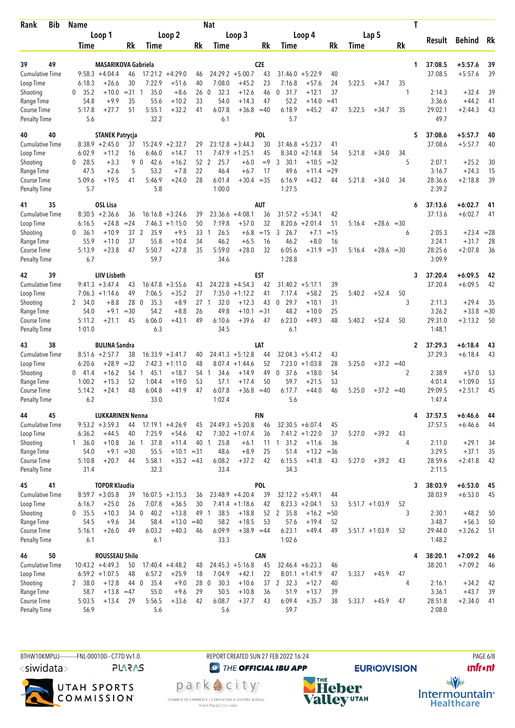| Rank | Bib | Name | | | | | | Nat | | | | | | | | | T | Result | Behind | Rk |
|---|---|---|---|---|---|---|---|---|---|---|---|---|---|---|---|---|---|---|---|---|
| | | Loop 1 | | | Loop 2 | | | Loop 3 | | | Loop 4 | | | Lap 5 | | | | | | |
| | | Time | | Rk | Time | | Rk | Time | | Rk | Time | | Rk | Time | | Rk | | | | |
| 39 | 49 | MASARIKOVA Gabriela | | | | | | CZE | | | | | | | | | 1 | 37:08.5 | +5:57.6 | 39 |
| Cumulative Time | | 9:58.3 | +4:04.4 | 46 | 17:21.2 | +4:29.0 | 46 | 24:29.2 | +5:00.7 | 43 | 31:46.0 | +5:22.9 | 40 | | | | | 37:08.5 | +5:57.6 | 39 |
| Loop Time | | 6:18.3 | +26.6 | 30 | 7:22.9 | +51.6 | 40 | 7:08.0 | +45.2 | 23 | 7:16.8 | +57.6 | 24 | 5:22.5 | +34.7 | 35 | | | | |
| Shooting | | 0 35.2 | +10.0 | =31 | 1 35.0 | +8.6 | 26 | 0 32.3 | +12.6 | 46 | 0 31.7 | +12.1 | 37 | | | | 1 | 2:14.3 | +32.4 | 39 |
| Range Time | | 54.8 | +9.9 | 35 | 55.6 | +10.2 | 33 | 54.0 | +14.3 | 47 | 52.2 | +14.0 | =41 | | | | | 3:36.6 | +44.2 | 41 |
| Course Time | | 5:17.8 | +27.7 | 51 | 5:55.1 | +32.2 | 41 | 6:07.8 | +36.8 | =40 | 6:18.9 | +45.2 | 47 | 5:22.5 | +34.7 | 35 | | 29:02.1 | +2:44.3 | 43 |
| Penalty Time | | 5.6 | | | 32.2 | | | 6.1 | | | 5.7 | | | | | | | 49.7 | | |
| 40 | 40 | STANEK Patrycja | | | | | | POL | | | | | | | | | 5 | 37:08.6 | +5:57.7 | 40 |
| Cumulative Time | | 8:38.9 | +2:45.0 | 37 | 15:24.9 | +2:32.7 | 29 | 23:12.8 | +3:44.3 | 30 | 31:46.8 | +5:23.7 | 41 | | | | | 37:08.6 | +5:57.7 | 40 |
| Loop Time | | 6:02.9 | +11.2 | 16 | 6:46.0 | +14.7 | 11 | 7:47.9 | +1:25.1 | 45 | 8:34.0 | +2:14.8 | 54 | 5:21.8 | +34.0 | 34 | | | | |
| Shooting | | 0 28.5 | +3.3 | 9 | 0 42.6 | +16.2 | 52 | 2 25.7 | +6.0 | =9 | 3 30.1 | +10.5 | =32 | | | | 5 | 2:07.1 | +25.2 | 30 |
| Range Time | | 47.5 | +2.6 | 5 | 53.2 | +7.8 | 22 | 46.4 | +6.7 | 17 | 49.6 | +11.4 | =29 | | | | | 3:16.7 | +24.3 | 15 |
| Course Time | | 5:09.6 | +19.5 | 41 | 5:46.9 | +24.0 | 28 | 6:01.4 | +30.4 | =35 | 6:16.9 | +43.2 | 44 | 5:21.8 | +34.0 | 34 | | 28:36.6 | +2:18.8 | 39 |
| Penalty Time | | 5.7 | | | 5.8 | | | 1:00.0 | | | 1:27.5 | | | | | | | 2:39.2 | | |
| 41 | 35 | OSL Lisa | | | | | | AUT | | | | | | | | | 6 | 37:13.6 | +6:02.7 | 41 |
| Cumulative Time | | 8:30.5 | +2:36.6 | 36 | 16:16.8 | +3:24.6 | 39 | 23:36.6 | +4:08.1 | 36 | 31:57.2 | +5:34.1 | 42 | | | | | 37:13.6 | +6:02.7 | 41 |
| Loop Time | | 6:16.5 | +24.8 | =24 | 7:46.3 | +1:15.0 | 50 | 7:19.8 | +57.0 | 32 | 8:20.6 | +2:01.4 | 51 | 5:16.4 | +28.6 | =30 | | | | |
| Shooting | | 0 36.1 | +10.9 | 37 | 2 35.9 | +9.5 | 33 | 1 26.5 | +6.8 | =15 | 3 26.7 | +7.1 | =15 | | | | 6 | 2:05.3 | +23.4 | =28 |
| Range Time | | 55.9 | +11.0 | 37 | 55.8 | +10.4 | 34 | 46.2 | +6.5 | 16 | 46.2 | +8.0 | 16 | | | | | 3:24.1 | +31.7 | 28 |
| Course Time | | 5:13.9 | +23.8 | 47 | 5:50.7 | +27.8 | 35 | 5:59.0 | +28.0 | 32 | 6:05.6 | +31.9 | =31 | 5:16.4 | +28.6 | =30 | | 28:25.6 | +2:07.8 | 36 |
| Penalty Time | | 6.7 | | | 59.7 | | | 34.6 | | | 1:28.8 | | | | | | | 3:09.9 | | |
| 42 | 39 | LIIV Lisbeth | | | | | | EST | | | | | | | | | 3 | 37:20.4 | +6:09.5 | 42 |
| Cumulative Time | | 9:41.3 | +3:47.4 | 43 | 16:47.8 | +3:55.6 | 43 | 24:22.8 | +4:54.3 | 42 | 31:40.2 | +5:17.1 | 39 | | | | | 37:20.4 | +6:09.5 | 42 |
| Loop Time | | 7:06.3 | +1:14.6 | 49 | 7:06.5 | +35.2 | 27 | 7:35.0 | +1:12.2 | 41 | 7:17.4 | +58.2 | 25 | 5:40.2 | +52.4 | 50 | | | | |
| Shooting | | 2 34.0 | +8.8 | 28 | 0 35.3 | +8.9 | 27 | 1 32.0 | +12.3 | 43 | 0 29.7 | +10.1 | 31 | | | | 3 | 2:11.3 | +29.4 | 35 |
| Range Time | | 54.0 | +9.1 | =30 | 54.2 | +8.8 | 26 | 49.8 | +10.1 | =31 | 48.2 | +10.0 | 25 | | | | | 3:26.2 | +33.8 | =30 |
| Course Time | | 5:11.2 | +21.1 | 45 | 6:06.0 | +43.1 | 49 | 6:10.6 | +39.6 | 47 | 6:23.0 | +49.3 | 48 | 5:40.2 | +52.4 | 50 | | 29:31.0 | +3:13.2 | 50 |
| Penalty Time | | 1:01.0 | | | 6.3 | | | 34.5 | | | 6.1 | | | | | | | 1:48.1 | | |
| 43 | 38 | BULINA Sandra | | | | | | LAT | | | | | | | | | 2 | 37:29.3 | +6:18.4 | 43 |
| Cumulative Time | | 8:51.6 | +2:57.7 | 38 | 16:33.9 | +3:41.7 | 40 | 24:41.3 | +5:12.8 | 44 | 32:04.3 | +5:41.2 | 43 | | | | | 37:29.3 | +6:18.4 | 43 |
| Loop Time | | 6:20.6 | +28.9 | =32 | 7:42.3 | +1:11.0 | 48 | 8:07.4 | +1:44.6 | 52 | 7:23.0 | +1:03.8 | 28 | 5:25.0 | +37.2 | =40 | | | | |
| Shooting | | 0 41.4 | +16.2 | 54 | 1 45.1 | +18.7 | 54 | 1 34.6 | +14.9 | 49 | 0 37.6 | +18.0 | 54 | | | | 2 | 2:38.9 | +57.0 | 53 |
| Range Time | | 1:00.2 | +15.3 | 52 | 1:04.4 | +19.0 | 53 | 57.1 | +17.4 | 50 | 59.7 | +21.5 | 53 | | | | | 4:01.4 | +1:09.0 | 53 |
| Course Time | | 5:14.2 | +24.1 | 48 | 6:04.8 | +41.9 | 47 | 6:07.8 | +36.8 | =40 | 6:17.7 | +44.0 | 46 | 5:25.0 | +37.2 | =40 | | 29:09.5 | +2:51.7 | 45 |
| Penalty Time | | 6.2 | | | 33.0 | | | 1:02.4 | | | 5.6 | | | | | | | 1:47.4 | | |
| 44 | 45 | LUKKARINEN Nenna | | | | | | FIN | | | | | | | | | 4 | 37:57.5 | +6:46.6 | 44 |
| Cumulative Time | | 9:53.2 | +3:59.3 | 44 | 17:19.1 | +4:26.9 | 45 | 24:49.3 | +5:20.8 | 46 | 32:30.5 | +6:07.4 | 45 | | | | | 37:57.5 | +6:46.6 | 44 |
| Loop Time | | 6:36.2 | +44.5 | 40 | 7:25.9 | +54.6 | 42 | 7:30.2 | +1:07.4 | 36 | 7:41.2 | +1:22.0 | 37 | 5:27.0 | +39.2 | 43 | | | | |
| Shooting | | 1 36.0 | +10.8 | 36 | 1 37.8 | +11.4 | 40 | 1 25.8 | +6.1 | 11 | 1 31.2 | +11.6 | 36 | | | | 4 | 2:11.0 | +29.1 | 34 |
| Range Time | | 54.0 | +9.1 | =30 | 55.5 | +10.1 | =31 | 48.6 | +8.9 | 25 | 51.4 | +13.2 | =36 | | | | | 3:29.5 | +37.1 | 35 |
| Course Time | | 5:10.8 | +20.7 | 44 | 5:58.1 | +35.2 | =43 | 6:08.2 | +37.2 | 42 | 6:15.5 | +41.8 | 43 | 5:27.0 | +39.2 | 43 | | 28:59.6 | +2:41.8 | 42 |
| Penalty Time | | 31.4 | | | 32.3 | | | 33.4 | | | 34.3 | | | | | | | 2:11.5 | | |
| 45 | 41 | TOPOR Klaudia | | | | | | POL | | | | | | | | | 3 | 38:03.9 | +6:53.0 | 45 |
| Cumulative Time | | 8:59.7 | +3:05.8 | 39 | 16:07.5 | +3:15.3 | 36 | 23:48.9 | +4:20.4 | 39 | 32:12.2 | +5:49.1 | 44 | | | | | 38:03.9 | +6:53.0 | 45 |
| Loop Time | | 6:16.7 | +25.0 | 26 | 7:07.8 | +36.5 | 30 | 7:41.4 | +1:18.6 | 42 | 8:23.3 | +2:04.1 | 53 | 5:51.7 | +1:03.9 | 52 | | | | |
| Shooting | | 0 35.5 | +10.3 | 34 | 0 40.2 | +13.8 | 49 | 1 38.5 | +18.8 | 52 | 2 35.8 | +16.2 | =50 | | | | 3 | 2:30.1 | +48.2 | 50 |
| Range Time | | 54.5 | +9.6 | 34 | 58.4 | +13.0 | =40 | 58.2 | +18.5 | 53 | 57.6 | +19.4 | 52 | | | | | 3:48.7 | +56.3 | 50 |
| Course Time | | 5:16.1 | +26.0 | 49 | 6:03.2 | +40.3 | 46 | 6:09.9 | +38.9 | =44 | 6:23.1 | +49.4 | 49 | 5:51.7 | +1:03.9 | 52 | | 29:44.0 | +3:26.2 | 51 |
| Penalty Time | | 6.1 | | | 6.1 | | | 33.3 | | | 1:02.6 | | | | | | | 1:48.2 | | |
| 46 | 50 | ROUSSEAU Shilo | | | | | | CAN | | | | | | | | | 4 | 38:20.1 | +7:09.2 | 46 |
| Cumulative Time | | 10:43.2 | +4:49.3 | 50 | 17:40.4 | +4:48.2 | 48 | 24:45.3 | +5:16.8 | 45 | 32:46.4 | +6:23.3 | 46 | | | | | 38:20.1 | +7:09.2 | 46 |
| Loop Time | | 6:59.2 | +1:07.5 | 48 | 6:57.2 | +25.9 | 18 | 7:04.9 | +42.1 | 22 | 8:01.1 | +1:41.9 | 47 | 5:33.7 | +45.9 | 47 | | | | |
| Shooting | | 2 38.0 | +12.8 | 44 | 0 35.4 | +9.0 | 28 | 0 30.3 | +10.6 | 37 | 2 32.3 | +12.7 | 40 | | | | 4 | 2:16.1 | +34.2 | 42 |
| Range Time | | 58.7 | +13.8 | =47 | 55.0 | +9.6 | 29 | 50.5 | +10.8 | 36 | 51.9 | +13.7 | 39 | | | | | 3:36.1 | +43.7 | 39 |
| Course Time | | 5:03.5 | +13.4 | 29 | 5:56.5 | +33.6 | 42 | 6:08.7 | +37.7 | 43 | 6:09.4 | +35.7 | 38 | 5:33.7 | +45.9 | 47 | | 28:51.8 | +2:34.0 | 41 |
| Penalty Time | | 56.9 | | | 5.6 | | | 5.6 | | | 59.7 | | | | | | | 2:08.0 | | |

BTHW10KMPUJ----------FNL-000100-- C77D Vv1.0. REPORT CREATED SUN 27 FEB 2022 16:24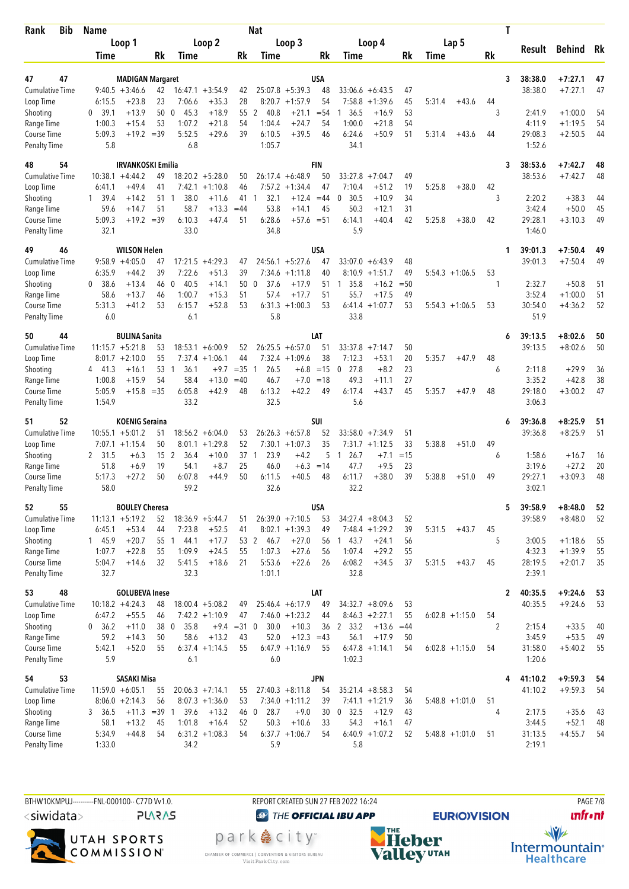| Rank | Bib | Name | | Loop 1 Time | | Rk | Loop 2 Time | | Rk | Nat Loop 3 Time | | Rk | Loop 4 Time | | Rk | Lap 5 Time | | Rk | T | Result | Behind | Rk |
|---|---|---|---|---|---|---|---|---|---|---|---|---|---|---|---|---|---|---|---|---|---|---|
| 47 | 47 | MADIGAN Margaret | | | | | | | | USA | | | | | | | | | 3 | 38:38.0 | +7:27.1 | 47 |
| | | Cumulative Time | | 9:40.5 | +3:46.6 | 42 | 16:47.1 | +3:54.9 | 42 | 25:07.8 | +5:39.3 | 48 | 33:06.6 | +6:43.5 | 47 | | | | | 38:38.0 | +7:27.1 | 47 |
| | | Loop Time | | 6:15.5 | +23.8 | 23 | 7:06.6 | +35.3 | 28 | 8:20.7 | +1:57.9 | 54 | 7:58.8 | +1:39.6 | 45 | 5:31.4 | +43.6 | 44 | | | | |
| | | Shooting | 0 | 39.1 | +13.9 | 50 | 0 45.3 | +18.9 | 55 | 2 40.8 | +21.1 | =54 | 1 36.5 | +16.9 | 53 | | | | 3 | 2:41.9 | +1:00.0 | 54 |
| | | Range Time | | 1:00.3 | +15.4 | 53 | 1:07.2 | +21.8 | 54 | 1:04.4 | +24.7 | 54 | 1:00.0 | +21.8 | 54 | | | | | 4:11.9 | +1:19.5 | 54 |
| | | Course Time | | 5:09.3 | +19.2 | =39 | 5:52.5 | +29.6 | 39 | 6:10.5 | +39.5 | 46 | 6:24.6 | +50.9 | 51 | 5:31.4 | +43.6 | 44 | | 29:08.3 | +2:50.5 | 44 |
| | | Penalty Time | | 5.8 | | | 6.8 | | | 1:05.7 | | | 34.1 | | | | | | | 1:52.6 | | |
| 48 | 54 | IRVANKOSKI Emilia | | | | | | | | FIN | | | | | | | | | 3 | 38:53.6 | +7:42.7 | 48 |
| | | Cumulative Time | | 10:38.1 | +4:44.2 | 49 | 18:20.2 | +5:28.0 | 50 | 26:17.4 | +6:48.9 | 50 | 33:27.8 | +7:04.7 | 49 | | | | | 38:53.6 | +7:42.7 | 48 |
| | | Loop Time | | 6:41.1 | +49.4 | 41 | 7:42.1 | +1:10.8 | 46 | 7:57.2 | +1:34.4 | 47 | 7:10.4 | +51.2 | 19 | 5:25.8 | +38.0 | 42 | | | | |
| | | Shooting | 1 | 39.4 | +14.2 | 51 | 1 38.0 | +11.6 | 41 | 1 32.1 | +12.4 | =44 | 0 30.5 | +10.9 | 34 | | | | 3 | 2:20.2 | +38.3 | 44 |
| | | Range Time | | 59.6 | +14.7 | 51 | 58.7 | +13.3 | =44 | 53.8 | +14.1 | 45 | 50.3 | +12.1 | 31 | | | | | 3:42.4 | +50.0 | 45 |
| | | Course Time | | 5:09.3 | +19.2 | =39 | 6:10.3 | +47.4 | 51 | 6:28.6 | +57.6 | =51 | 6:14.1 | +40.4 | 42 | 5:25.8 | +38.0 | 42 | | 29:28.1 | +3:10.3 | 49 |
| | | Penalty Time | | 32.1 | | | 33.0 | | | 34.8 | | | 5.9 | | | | | | | 1:46.0 | | |
| 49 | 46 | WILSON Helen | | | | | | | | USA | | | | | | | | | 1 | 39:01.3 | +7:50.4 | 49 |
| | | Cumulative Time | | 9:58.9 | +4:05.0 | 47 | 17:21.5 | +4:29.3 | 47 | 24:56.1 | +5:27.6 | 47 | 33:07.0 | +6:43.9 | 48 | | | | | 39:01.3 | +7:50.4 | 49 |
| | | Loop Time | | 6:35.9 | +44.2 | 39 | 7:22.6 | +51.3 | 39 | 7:34.6 | +1:11.8 | 40 | 8:10.9 | +1:51.7 | 49 | 5:54.3 | +1:06.5 | 53 | | | | |
| | | Shooting | 0 | 38.6 | +13.4 | 46 | 0 40.5 | +14.1 | 50 | 0 37.6 | +17.9 | 51 | 1 35.8 | +16.2 | =50 | | | | 1 | 2:32.7 | +50.8 | 51 |
| | | Range Time | | 58.6 | +13.7 | 46 | 1:00.7 | +15.3 | 51 | 57.4 | +17.7 | 51 | 55.7 | +17.5 | 49 | | | | | 3:52.4 | +1:00.0 | 51 |
| | | Course Time | | 5:31.3 | +41.2 | 53 | 6:15.7 | +52.8 | 53 | 6:31.3 | +1:00.3 | 53 | 6:41.4 | +1:07.7 | 53 | 5:54.3 | +1:06.5 | 53 | | 30:54.0 | +4:36.2 | 52 |
| | | Penalty Time | | 6.0 | | | 6.1 | | | 5.8 | | | 33.8 | | | | | | | 51.9 | | |
| 50 | 44 | BULINA Sanita | | | | | | | | LAT | | | | | | | | | 6 | 39:13.5 | +8:02.6 | 50 |
| | | Cumulative Time | | 11:15.7 | +5:21.8 | 53 | 18:53.1 | +6:00.9 | 52 | 26:25.5 | +6:57.0 | 51 | 33:37.8 | +7:14.7 | 50 | | | | | 39:13.5 | +8:02.6 | 50 |
| | | Loop Time | | 8:01.7 | +2:10.0 | 55 | 7:37.4 | +1:06.1 | 44 | 7:32.4 | +1:09.6 | 38 | 7:12.3 | +53.1 | 20 | 5:35.7 | +47.9 | 48 | | | | |
| | | Shooting | 4 | 41.3 | +16.1 | 53 | 1 36.1 | +9.7 | =35 | 1 26.5 | +6.8 | =15 | 0 27.8 | +8.2 | 23 | | | | 6 | 2:11.8 | +29.9 | 36 |
| | | Range Time | | 1:00.8 | +15.9 | 54 | 58.4 | +13.0 | =40 | 46.7 | +7.0 | =18 | 49.3 | +11.1 | 27 | | | | | 3:35.2 | +42.8 | 38 |
| | | Course Time | | 5:05.9 | +15.8 | =35 | 6:05.8 | +42.9 | 48 | 6:13.2 | +42.2 | 49 | 6:17.4 | +43.7 | 45 | 5:35.7 | +47.9 | 48 | | 29:18.0 | +3:00.2 | 47 |
| | | Penalty Time | | 1:54.9 | | | 33.2 | | | 32.5 | | | 5.6 | | | | | | | 3:06.3 | | |
| 51 | 52 | KOENIG Seraina | | | | | | | | SUI | | | | | | | | | 6 | 39:36.8 | +8:25.9 | 51 |
| | | Cumulative Time | | 10:55.1 | +5:01.2 | 51 | 18:56.2 | +6:04.0 | 53 | 26:26.3 | +6:57.8 | 52 | 33:58.0 | +7:34.9 | 51 | | | | | 39:36.8 | +8:25.9 | 51 |
| | | Loop Time | | 7:07.1 | +1:15.4 | 50 | 8:01.1 | +1:29.8 | 52 | 7:30.1 | +1:07.3 | 35 | 7:31.7 | +1:12.5 | 33 | 5:38.8 | +51.0 | 49 | | | | |
| | | Shooting | 2 | 31.5 | +6.3 | 15 | 2 36.4 | +10.0 | 37 | 1 23.9 | +4.2 | 5 | 1 26.7 | +7.1 | =15 | | | | 6 | 1:58.6 | +16.7 | 16 |
| | | Range Time | | 51.8 | +6.9 | 19 | 54.1 | +8.7 | 25 | 46.0 | +6.3 | =14 | 47.7 | +9.5 | 23 | | | | | 3:19.6 | +27.2 | 20 |
| | | Course Time | | 5:17.3 | +27.2 | 50 | 6:07.8 | +44.9 | 50 | 6:11.5 | +40.5 | 48 | 6:11.7 | +38.0 | 39 | 5:38.8 | +51.0 | 49 | | 29:27.1 | +3:09.3 | 48 |
| | | Penalty Time | | 58.0 | | | 59.2 | | | 32.6 | | | 32.2 | | | | | | | 3:02.1 | | |
| 52 | 55 | BOULEY Cheresa | | | | | | | | USA | | | | | | | | | 5 | 39:58.9 | +8:48.0 | 52 |
| | | Cumulative Time | | 11:13.1 | +5:19.2 | 52 | 18:36.9 | +5:44.7 | 51 | 26:39.0 | +7:10.5 | 53 | 34:27.4 | +8:04.3 | 52 | | | | | 39:58.9 | +8:48.0 | 52 |
| | | Loop Time | | 6:45.1 | +53.4 | 44 | 7:23.8 | +52.5 | 41 | 8:02.1 | +1:39.3 | 49 | 7:48.4 | +1:29.2 | 39 | 5:31.5 | +43.7 | 45 | | | | |
| | | Shooting | 1 | 45.9 | +20.7 | 55 | 1 44.1 | +17.7 | 53 | 2 46.7 | +27.0 | 56 | 1 43.7 | +24.1 | 56 | | | | 5 | 3:00.5 | +1:18.6 | 55 |
| | | Range Time | | 1:07.7 | +22.8 | 55 | 1:09.9 | +24.5 | 55 | 1:07.3 | +27.6 | 56 | 1:07.4 | +29.2 | 55 | | | | | 4:32.3 | +1:39.9 | 55 |
| | | Course Time | | 5:04.7 | +14.6 | 32 | 5:41.5 | +18.6 | 21 | 5:53.6 | +22.6 | 26 | 6:08.2 | +34.5 | 37 | 5:31.5 | +43.7 | 45 | | 28:19.5 | +2:01.7 | 35 |
| | | Penalty Time | | 32.7 | | | 32.3 | | | 1:01.1 | | | 32.8 | | | | | | | 2:39.1 | | |
| 53 | 48 | GOLUBEVA Inese | | | | | | | | LAT | | | | | | | | | 2 | 40:35.5 | +9:24.6 | 53 |
| | | Cumulative Time | | 10:18.2 | +4:24.3 | 48 | 18:00.4 | +5:08.2 | 49 | 25:46.4 | +6:17.9 | 49 | 34:32.7 | +8:09.6 | 53 | | | | | 40:35.5 | +9:24.6 | 53 |
| | | Loop Time | | 6:47.2 | +55.5 | 46 | 7:42.2 | +1:10.9 | 47 | 7:46.0 | +1:23.2 | 44 | 8:46.3 | +2:27.1 | 55 | 6:02.8 | +1:15.0 | 54 | | | | |
| | | Shooting | 0 | 36.2 | +11.0 | 38 | 0 35.8 | +9.4 | =31 | 0 30.0 | +10.3 | 36 | 2 33.2 | +13.6 | =44 | | | | 2 | 2:15.4 | +33.5 | 40 |
| | | Range Time | | 59.2 | +14.3 | 50 | 58.6 | +13.2 | 43 | 52.0 | +12.3 | =43 | 56.1 | +17.9 | 50 | | | | | 3:45.9 | +53.5 | 49 |
| | | Course Time | | 5:42.1 | +52.0 | 55 | 6:37.4 | +1:14.5 | 55 | 6:47.9 | +1:16.9 | 55 | 6:47.8 | +1:14.1 | 54 | 6:02.8 | +1:15.0 | 54 | | 31:58.0 | +5:40.2 | 55 |
| | | Penalty Time | | 5.9 | | | 6.1 | | | 6.0 | | | 1:02.3 | | | | | | | 1:20.6 | | |
| 54 | 53 | SASAKI Misa | | | | | | | | JPN | | | | | | | | | 4 | 41:10.2 | +9:59.3 | 54 |
| | | Cumulative Time | | 11:59.0 | +6:05.1 | 55 | 20:06.3 | +7:14.1 | 55 | 27:40.3 | +8:11.8 | 54 | 35:21.4 | +8:58.3 | 54 | | | | | 41:10.2 | +9:59.3 | 54 |
| | | Loop Time | | 8:06.0 | +2:14.3 | 56 | 8:07.3 | +1:36.0 | 53 | 7:34.0 | +1:11.2 | 39 | 7:41.1 | +1:21.9 | 36 | 5:48.8 | +1:01.0 | 51 | | | | |
| | | Shooting | 3 | 36.5 | +11.3 | =39 | 1 39.6 | +13.2 | 46 | 0 28.7 | +9.0 | 30 | 0 32.5 | +12.9 | 43 | | | | 4 | 2:17.5 | +35.6 | 43 |
| | | Range Time | | 58.1 | +13.2 | 45 | 1:01.8 | +16.4 | 52 | 50.3 | +10.6 | 33 | 54.3 | +16.1 | 47 | | | | | 3:44.5 | +52.1 | 48 |
| | | Course Time | | 5:34.9 | +44.8 | 54 | 6:31.2 | +1:08.3 | 54 | 6:37.7 | +1:06.7 | 54 | 6:40.9 | +1:07.2 | 52 | 5:48.8 | +1:01.0 | 51 | | 31:13.5 | +4:55.7 | 54 |
| | | Penalty Time | | 1:33.0 | | | 34.2 | | | 5.9 | | | 5.8 | | | | | | | 2:19.1 | | |

BTHW10KMPUJ-----------FNL-000100-- C77D Vv1.0. REPORT CREATED SUN 27 FEB 2022 16:24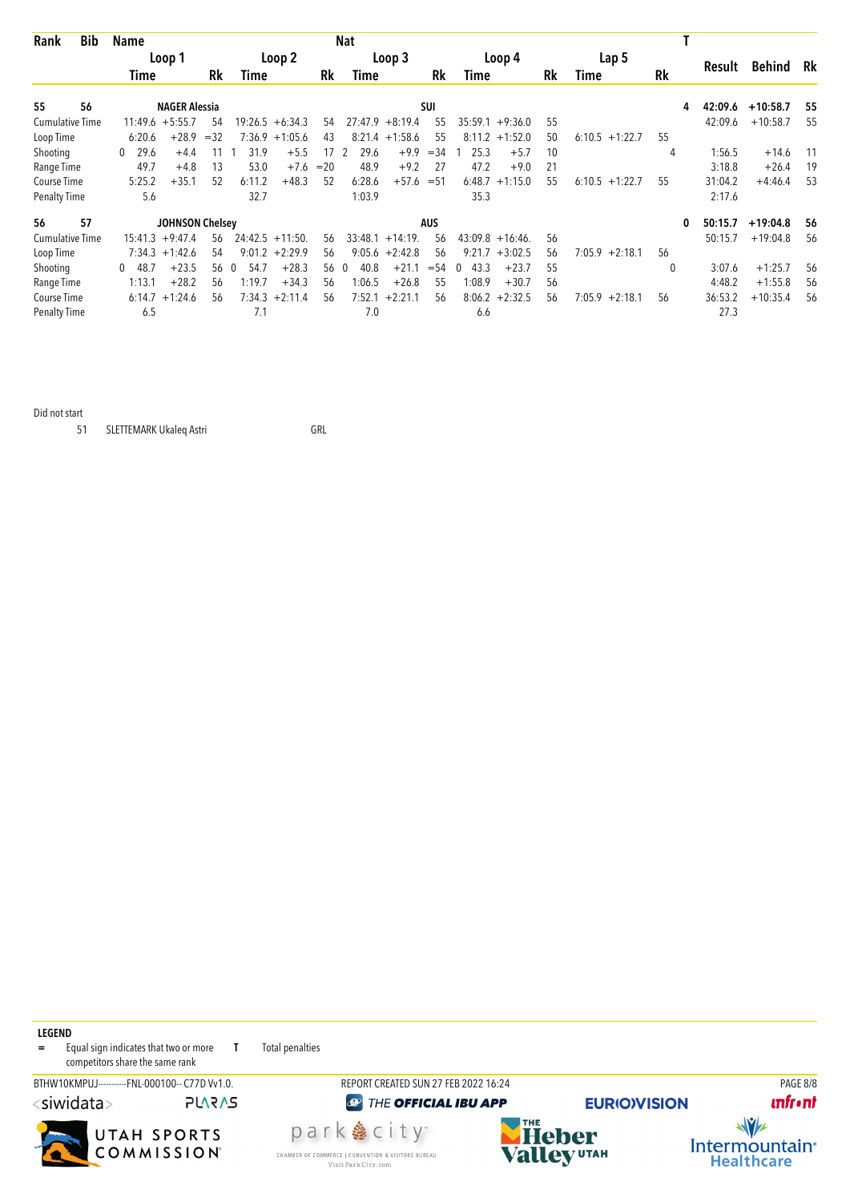| Rank | Bib | Name | | | | | Nat | | | | | | | | | T | Result | Behind | Rk |
|---|---|---|---|---|---|---|---|---|---|---|---|---|---|---|---|---|---|---|---|
| | | Loop 1 | | | Loop 2 | | | Loop 3 | | | Loop 4 | | | Lap 5 | | | | | |
| | | Time | | Rk | Time | | Rk | Time | | Rk | Time | | Rk | Time | | Rk | | | |
| 55 | 56 | NAGER Alessia | | | | | | | | SUI | | | | | | 4 | 42:09.6 | +10:58.7 | 55 |
| Cumulative Time | | 11:49.6 | +5:55.7 | 54 | 19:26.5 | +6:34.3 | 54 | 27:47.9 | +8:19.4 | 55 | 35:59.1 | +9:36.0 | 55 | | | | 42:09.6 | +10:58.7 | 55 |
| Loop Time | | 6:20.6 | +28.9 | =32 | 7:36.9 | +1:05.6 | 43 | 8:21.4 | +1:58.6 | 55 | 8:11.2 | +1:52.0 | 50 | 6:10.5 | +1:22.7 | 55 | | | |
| Shooting | | 0 29.6 | +4.4 | 11 | 1 31.9 | +5.5 | 17 | 2 29.6 | +9.9 | =34 | 1 25.3 | +5.7 | 10 | | | 4 | 1:56.5 | +14.6 | 11 |
| Range Time | | 49.7 | +4.8 | 13 | 53.0 | +7.6 | =20 | 48.9 | +9.2 | 27 | 47.2 | +9.0 | 21 | | | | 3:18.8 | +26.4 | 19 |
| Course Time | | 5:25.2 | +35.1 | 52 | 6:11.2 | +48.3 | 52 | 6:28.6 | +57.6 | =51 | 6:48.7 | +1:15.0 | 55 | 6:10.5 | +1:22.7 | 55 | 31:04.2 | +4:46.4 | 53 |
| Penalty Time | | 5.6 | | | 32.7 | | | 1:03.9 | | | 35.3 | | | | | | 2:17.6 | | |
| 56 | 57 | JOHNSON Chelsey | | | | | | | | AUS | | | | | | 0 | 50:15.7 | +19:04.8 | 56 |
| Cumulative Time | | 15:41.3 | +9:47.4 | 56 | 24:42.5 | +11:50. | 56 | 33:48.1 | +14:19. | 56 | 43:09.8 | +16:46. | 56 | | | | 50:15.7 | +19:04.8 | 56 |
| Loop Time | | 7:34.3 | +1:42.6 | 54 | 9:01.2 | +2:29.9 | 56 | 9:05.6 | +2:42.8 | 56 | 9:21.7 | +3:02.5 | 56 | 7:05.9 | +2:18.1 | 56 | | | |
| Shooting | | 0 48.7 | +23.5 | 56 | 0 54.7 | +28.3 | 56 | 0 40.8 | +21.1 | =54 | 0 43.3 | +23.7 | 55 | | | 0 | 3:07.6 | +1:25.7 | 56 |
| Range Time | | 1:13.1 | +28.2 | 56 | 1:19.7 | +34.3 | 56 | 1:06.5 | +26.8 | 55 | 1:08.9 | +30.7 | 56 | | | | 4:48.2 | +1:55.8 | 56 |
| Course Time | | 6:14.7 | +1:24.6 | 56 | 7:34.3 | +2:11.4 | 56 | 7:52.1 | +2:21.1 | 56 | 8:06.2 | +2:32.5 | 56 | 7:05.9 | +2:18.1 | 56 | 36:53.2 | +10:35.4 | 56 |
| Penalty Time | | 6.5 | | | 7.1 | | | 7.0 | | | 6.6 | | | | | | 27.3 | | |

Did not start

| | | |
|---|---|---|
| 51 | SLETTEMARK Ukaleq Astri | GRL |

**LEGEND**

= Equal sign indicates that two or more competitors share the same rank

T Total penalties

BTHW10KMPUJ-----------FNL-000100-- C77D Vv1.0.

REPORT CREATED SUN 27 FEB 2022 16:24